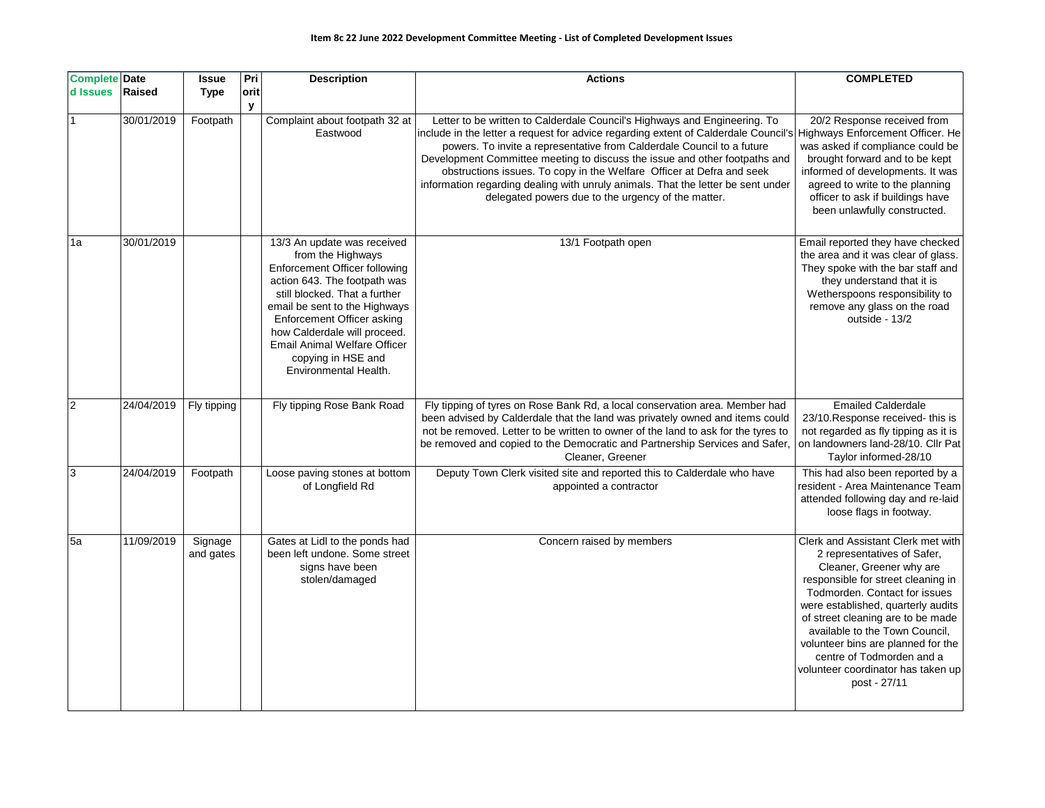**Item 8c 22 June 2022 Development Committee Meeting - List of Completed Development Issues**

| Completed Issues | Date Raised | Issue Type | Priority | Description | Actions | COMPLETED |
|---|---|---|---|---|---|---|
| 1 | 30/01/2019 | Footpath | | Complaint about footpath 32 at Eastwood | Letter to be written to Calderdale Council's Highways and Engineering. To include in the letter a request for advice regarding extent of Calderdale Council's powers. To invite a representative from Calderdale Council to a future Development Committee meeting to discuss the issue and other footpaths and obstructions issues. To copy in the Welfare Officer at Defra and seek information regarding dealing with unruly animals. That the letter be sent under delegated powers due to the urgency of the matter. | 20/2 Response received from Highways Enforcement Officer. He was asked if compliance could be brought forward and to be kept informed of developments. It was agreed to write to the planning officer to ask if buildings have been unlawfully constructed. |
| 1a | 30/01/2019 | | | 13/3 An update was received from the Highways Enforcement Officer following action 643. The footpath was still blocked. That a further email be sent to the Highways Enforcement Officer asking how Calderdale will proceed. Email Animal Welfare Officer copying in HSE and Environmental Health. | 13/1 Footpath open | Email reported they have checked the area and it was clear of glass. They spoke with the bar staff and they understand that it is Wetherspoons responsibility to remove any glass on the road outside - 13/2 |
| 2 | 24/04/2019 | Fly tipping | | Fly tipping Rose Bank Road | Fly tipping of tyres on Rose Bank Rd, a local conservation area. Member had been advised by Calderdale that the land was privately owned and items could not be removed. Letter to be written to owner of the land to ask for the tyres to be removed and copied to the Democratic and Partnership Services and Safer, Cleaner, Greener | Emailed Calderdale 23/10.Response received- this is not regarded as fly tipping as it is on landowners land-28/10. Cllr Pat Taylor informed-28/10 |
| 3 | 24/04/2019 | Footpath | | Loose paving stones at bottom of Longfield Rd | Deputy Town Clerk visited site and reported this to Calderdale who have appointed a contractor | This had also been reported by a resident - Area Maintenance Team attended following day and re-laid loose flags in footway. |
| 5a | 11/09/2019 | Signage and gates | | Gates at Lidl to the ponds had been left undone. Some street signs have been stolen/damaged | Concern raised by members | Clerk and Assistant Clerk met with 2 representatives of Safer, Cleaner, Greener why are responsible for street cleaning in Todmorden. Contact for issues were established, quarterly audits of street cleaning are to be made available to the Town Council, volunteer bins are planned for the centre of Todmorden and a volunteer coordinator has taken up post - 27/11 |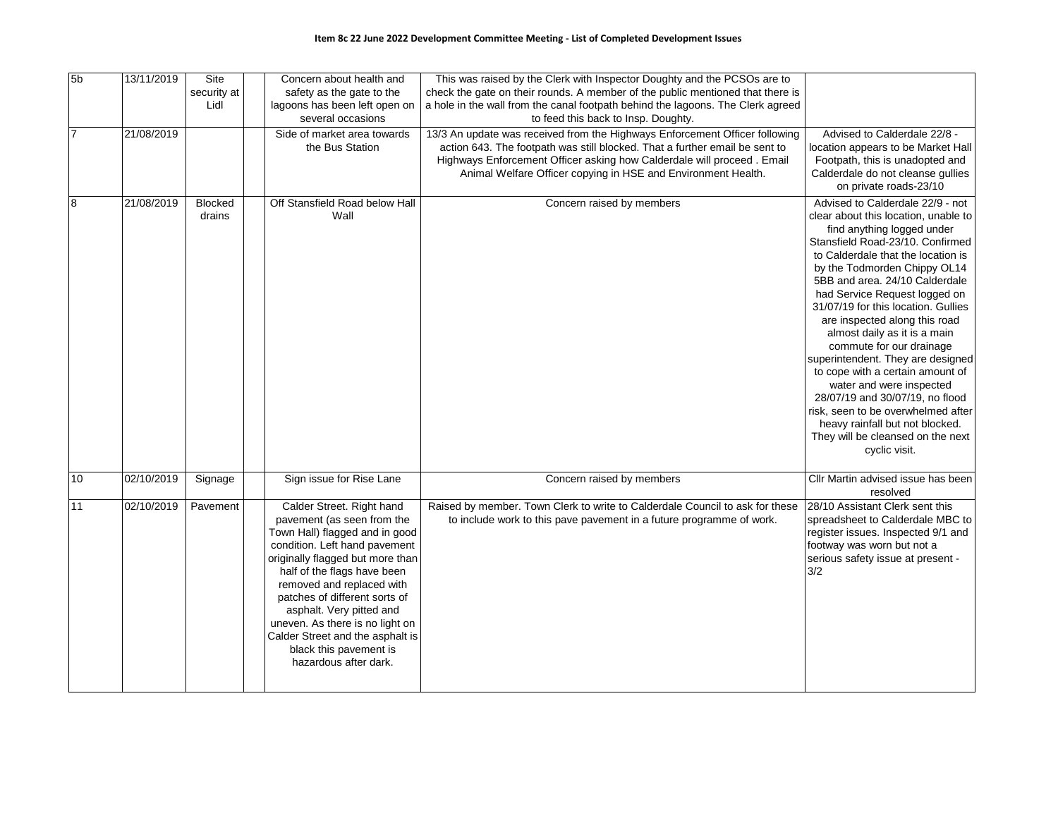**Item 8c 22 June 2022 Development Committee Meeting - List of Completed Development Issues**

| | | | | | | |
|---|---|---|---|---|---|---|
| 5b | 13/11/2019 | Site security at Lidl | | Concern about health and safety as the gate to the lagoons has been left open on several occasions | This was raised by the Clerk with Inspector Doughty and the PCSOs are to check the gate on their rounds. A member of the public mentioned that there is a hole in the wall from the canal footpath behind the lagoons. The Clerk agreed to feed this back to Insp. Doughty. | |
| 7 | 21/08/2019 | | | Side of market area towards the Bus Station | 13/3 An update was received from the Highways Enforcement Officer following action 643. The footpath was still blocked. That a further email be sent to Highways Enforcement Officer asking how Calderdale will proceed . Email Animal Welfare Officer copying in HSE and Environment Health. | Advised to Calderdale 22/8 - location appears to be Market Hall Footpath, this is unadopted and Calderdale do not cleanse gullies on private roads-23/10 |
| 8 | 21/08/2019 | Blocked drains | | Off Stansfield Road below Hall Wall | Concern raised by members | Advised to Calderdale 22/9 - not clear about this location, unable to find anything logged under Stansfield Road-23/10. Confirmed to Calderdale that the location is by the Todmorden Chippy OL14 5BB and area. 24/10 Calderdale had Service Request logged on 31/07/19 for this location. Gullies are inspected along this road almost daily as it is a main commute for our drainage superintendent. They are designed to cope with a certain amount of water and were inspected 28/07/19 and 30/07/19, no flood risk, seen to be overwhelmed after heavy rainfall but not blocked. They will be cleansed on the next cyclic visit. |
| 10 | 02/10/2019 | Signage | | Sign issue for Rise Lane | Concern raised by members | Cllr Martin advised issue has been resolved |
| 11 | 02/10/2019 | Pavement | | Calder Street. Right hand pavement (as seen from the Town Hall) flagged and in good condition. Left hand pavement originally flagged but more than half of the flags have been removed and replaced with patches of different sorts of asphalt. Very pitted and uneven. As there is no light on Calder Street and the asphalt is black this pavement is hazardous after dark. | Raised by member. Town Clerk to write to Calderdale Council to ask for these to include work to this pave pavement in a future programme of work. | 28/10 Assistant Clerk sent this spreadsheet to Calderdale MBC to register issues. Inspected 9/1 and footway was worn but not a serious safety issue at present - 3/2 |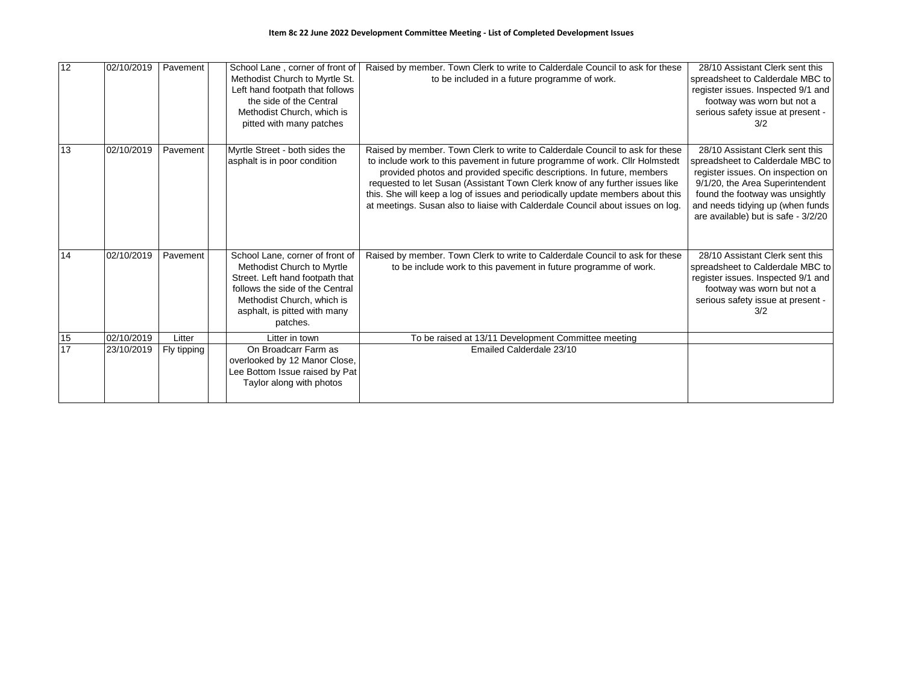**Item 8c 22 June 2022 Development Committee Meeting - List of Completed Development Issues**

| | | | | | | |
|---|---|---|---|---|---|---|
| 12 | 02/10/2019 | Pavement | | School Lane , corner of front of Methodist Church to Myrtle St. Left hand footpath that follows the side of the Central Methodist Church, which is pitted with many patches | Raised by member. Town Clerk to write to Calderdale Council to ask for these to be included in a future programme of work. | 28/10 Assistant Clerk sent this spreadsheet to Calderdale MBC to register issues. Inspected 9/1 and footway was worn but not a serious safety issue at present - 3/2 |
| 13 | 02/10/2019 | Pavement | | Myrtle Street - both sides the asphalt is in poor condition | Raised by member. Town Clerk to write to Calderdale Council to ask for these to include work to this pavement in future programme of work. Cllr Holmstedt provided photos and provided specific descriptions. In future, members requested to let Susan (Assistant Town Clerk know of any further issues like this. She will keep a log of issues and periodically update members about this at meetings. Susan also to liaise with Calderdale Council about issues on log. | 28/10 Assistant Clerk sent this spreadsheet to Calderdale MBC to register issues. On inspection on 9/1/20, the Area Superintendent found the footway was unsightly and needs tidying up (when funds are available) but is safe - 3/2/20 |
| 14 | 02/10/2019 | Pavement | | School Lane, corner of front of Methodist Church to Myrtle Street. Left hand footpath that follows the side of the Central Methodist Church, which is asphalt, is pitted with many patches. | Raised by member. Town Clerk to write to Calderdale Council to ask for these to be include work to this pavement in future programme of work. | 28/10 Assistant Clerk sent this spreadsheet to Calderdale MBC to register issues. Inspected 9/1 and footway was worn but not a serious safety issue at present - 3/2 |
| 15 | 02/10/2019 | Litter | | Litter in town | To be raised at 13/11 Development Committee meeting | |
| 17 | 23/10/2019 | Fly tipping | | On Broadcarr Farm as overlooked by 12 Manor Close, Lee Bottom Issue raised by Pat Taylor along with photos | Emailed Calderdale 23/10 | |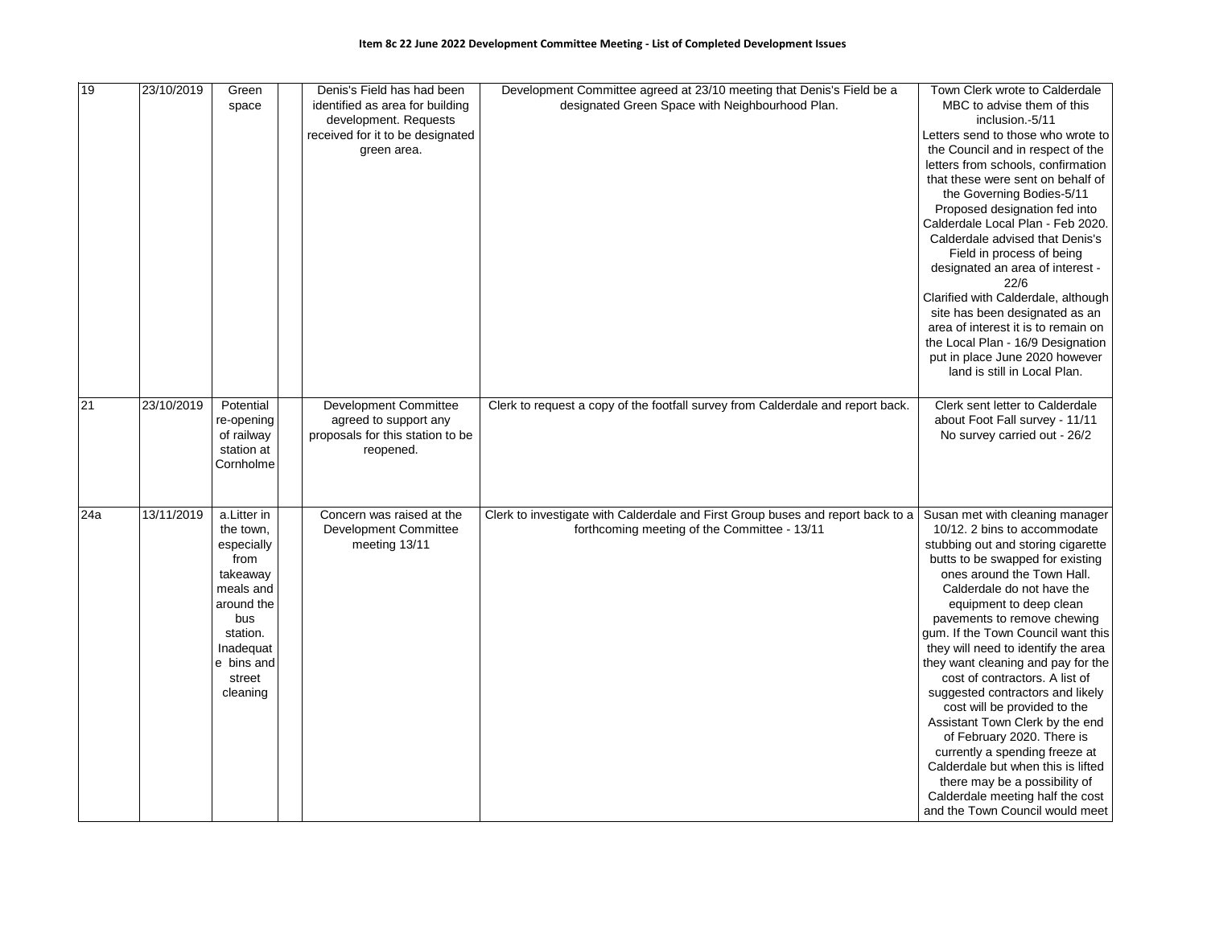**Item 8c 22 June 2022 Development Committee Meeting - List of Completed Development Issues**

| | | | | | | |
|---|---|---|---|---|---|---|
| 19 | 23/10/2019 | Green space | | Denis's Field has had been identified as area for building development. Requests received for it to be designated green area. | Development Committee agreed at 23/10 meeting that Denis's Field be a designated Green Space with Neighbourhood Plan. | Town Clerk wrote to Calderdale MBC to advise them of this inclusion.-5/11 Letters send to those who wrote to the Council and in respect of the letters from schools, confirmation that these were sent on behalf of the Governing Bodies-5/11 Proposed designation fed into Calderdale Local Plan - Feb 2020. Calderdale advised that Denis's Field in process of being designated an area of interest - 22/6 Clarified with Calderdale, although site has been designated as an area of interest it is to remain on the Local Plan - 16/9 Designation put in place June 2020 however land is still in Local Plan. |
| 21 | 23/10/2019 | Potential re-opening of railway station at Cornholme | | Development Committee agreed to support any proposals for this station to be reopened. | Clerk to request a copy of the footfall survey from Calderdale and report back. | Clerk sent letter to Calderdale about Foot Fall survey - 11/11 No survey carried out - 26/2 |
| 24a | 13/11/2019 | a.Litter in the town, especially from takeaway meals and around the bus station. Inadequate bins and street cleaning | | Concern was raised at the Development Committee meeting 13/11 | Clerk to investigate with Calderdale and First Group buses and report back to a forthcoming meeting of the Committee - 13/11 | Susan met with cleaning manager 10/12. 2 bins to accommodate stubbing out and storing cigarette butts to be swapped for existing ones around the Town Hall. Calderdale do not have the equipment to deep clean pavements to remove chewing gum. If the Town Council want this they will need to identify the area they want cleaning and pay for the cost of contractors. A list of suggested contractors and likely cost will be provided to the Assistant Town Clerk by the end of February 2020. There is currently a spending freeze at Calderdale but when this is lifted there may be a possibility of Calderdale meeting half the cost and the Town Council would meet |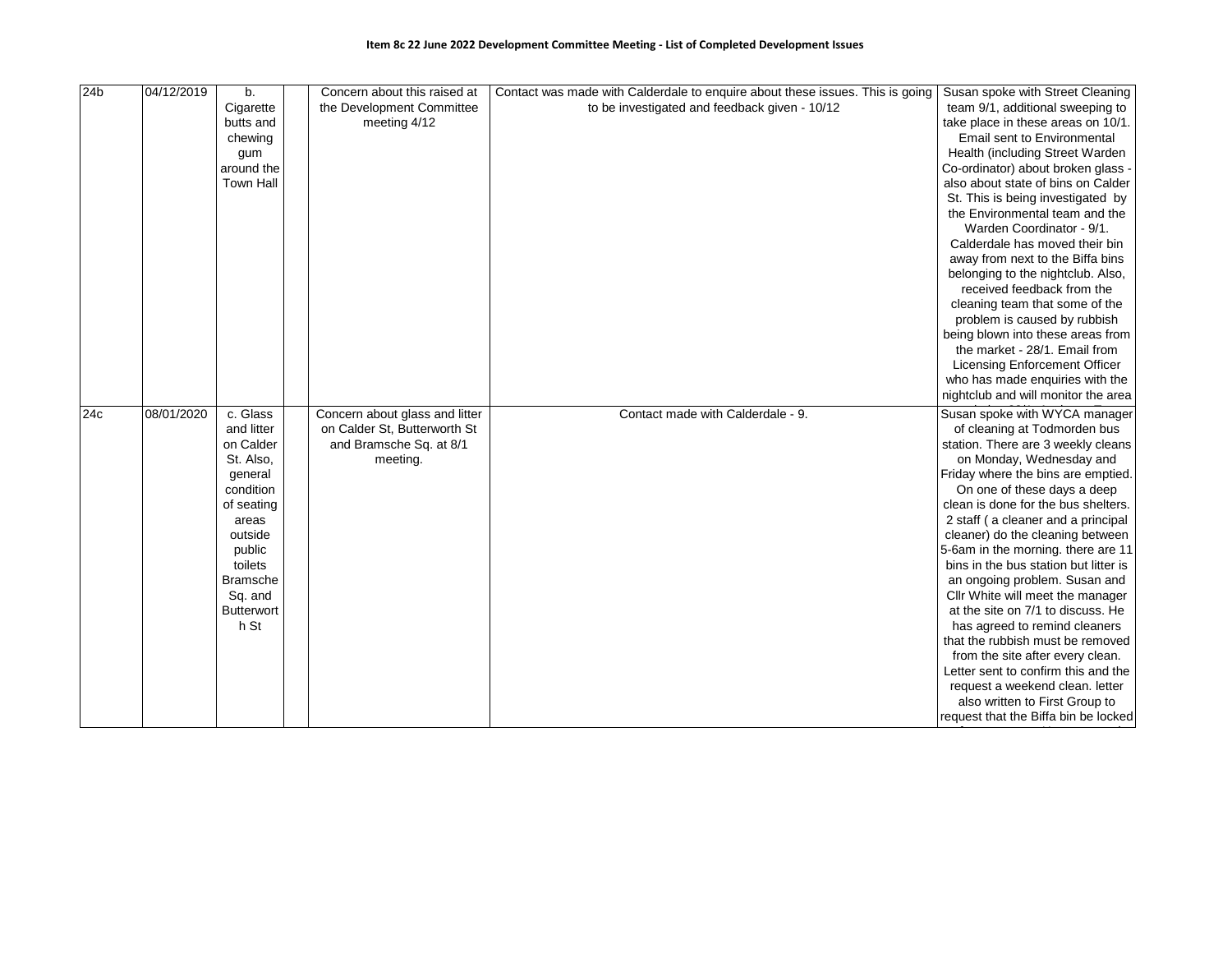**Item 8c 22 June 2022 Development Committee Meeting - List of Completed Development Issues**

| | | | | | | |
|---|---|---|---|---|---|---|
| 24b | 04/12/2019 | b. Cigarette butts and chewing gum around the Town Hall | | Concern about this raised at the Development Committee meeting 4/12 | Contact was made with Calderdale to enquire about these issues. This is going to be investigated and feedback given - 10/12 | Susan spoke with Street Cleaning team 9/1, additional sweeping to take place in these areas on 10/1. Email sent to Environmental Health (including Street Warden Co-ordinator) about broken glass - also about state of bins on Calder St. This is being investigated by the Environmental team and the Warden Coordinator - 9/1. Calderdale has moved their bin away from next to the Biffa bins belonging to the nightclub. Also, received feedback from the cleaning team that some of the problem is caused by rubbish being blown into these areas from the market - 28/1. Email from Licensing Enforcement Officer who has made enquiries with the nightclub and will monitor the area |
| 24c | 08/01/2020 | c. Glass and litter on Calder St. Also, general condition of seating areas outside public toilets Bramsche Sq. and Butterworth St | | Concern about glass and litter on Calder St, Butterworth St and Bramsche Sq. at 8/1 meeting. | Contact made with Calderdale - 9. | Susan spoke with WYCA manager of cleaning at Todmorden bus station. There are 3 weekly cleans on Monday, Wednesday and Friday where the bins are emptied. On one of these days a deep clean is done for the bus shelters. 2 staff ( a cleaner and a principal cleaner) do the cleaning between 5-6am in the morning. there are 11 bins in the bus station but litter is an ongoing problem. Susan and Cllr White will meet the manager at the site on 7/1 to discuss. He has agreed to remind cleaners that the rubbish must be removed from the site after every clean. Letter sent to confirm this and the request a weekend clean. letter also written to First Group to request that the Biffa bin be locked |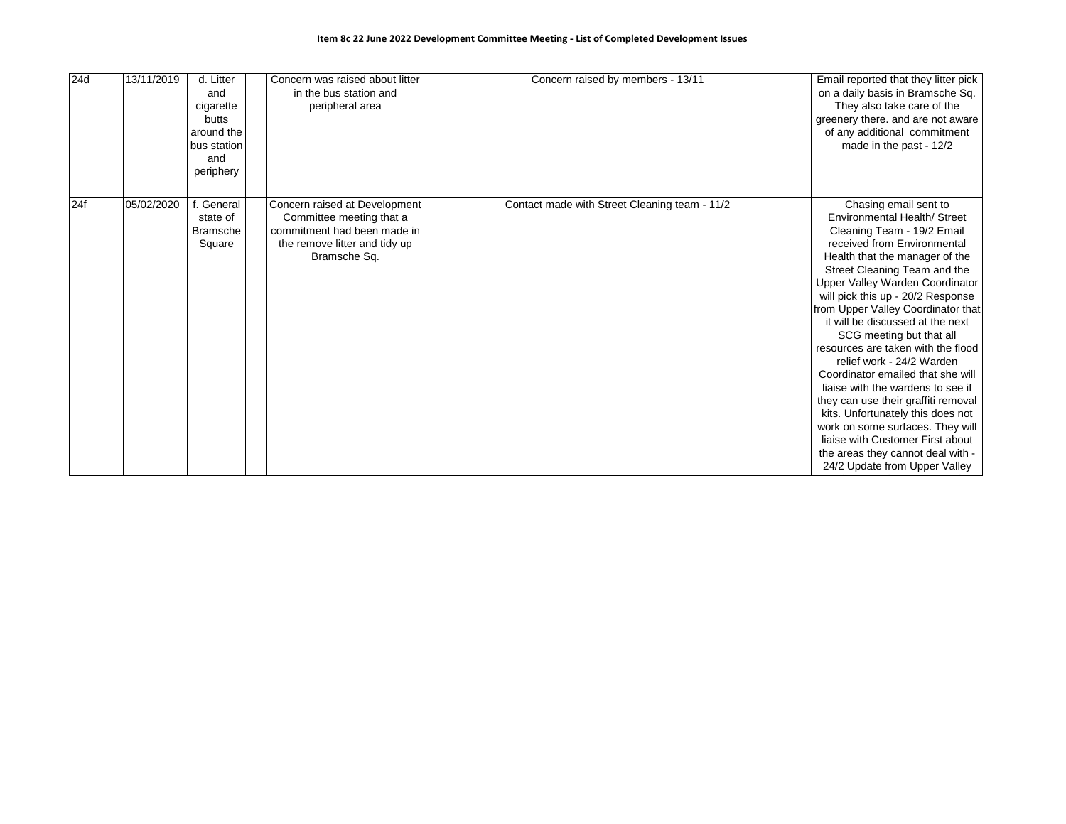**Item 8c 22 June 2022 Development Committee Meeting - List of Completed Development Issues**

| | | | | | | |
|---|---|---|---|---|---|---|
| 24d | 13/11/2019 | d. Litter and cigarette butts around the bus station and periphery | | Concern was raised about litter in the bus station and peripheral area | Concern raised by members - 13/11 | Email reported that they litter pick on a daily basis in Bramsche Sq. They also take care of the greenery there. and are not aware of any additional commitment made in the past - 12/2 |
| 24f | 05/02/2020 | f. General state of Bramsche Square | | Concern raised at Development Committee meeting that a commitment had been made in the remove litter and tidy up Bramsche Sq. | Contact made with Street Cleaning team - 11/2 | Chasing email sent to Environmental Health/ Street Cleaning Team - 19/2 Email received from Environmental Health that the manager of the Street Cleaning Team and the Upper Valley Warden Coordinator will pick this up - 20/2 Response from Upper Valley Coordinator that it will be discussed at the next SCG meeting but that all resources are taken with the flood relief work - 24/2 Warden Coordinator emailed that she will liaise with the wardens to see if they can use their graffiti removal kits. Unfortunately this does not work on some surfaces. They will liaise with Customer First about the areas they cannot deal with - 24/2 Update from Upper Valley |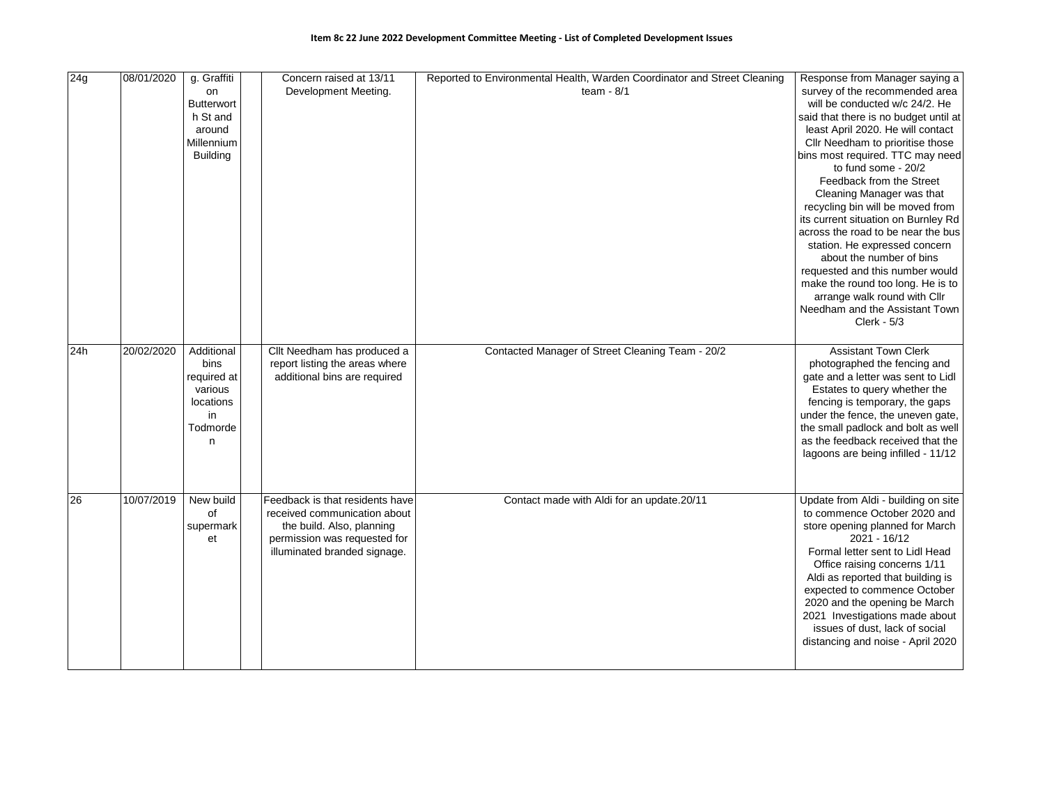**Item 8c 22 June 2022 Development Committee Meeting - List of Completed Development Issues**

| | | | | | | |
|---|---|---|---|---|---|---|
| 24g | 08/01/2020 | g. Graffiti on Butterworth St and around Millennium Building | | Concern raised at 13/11 Development Meeting. | Reported to Environmental Health, Warden Coordinator and Street Cleaning team - 8/1 | Response from Manager saying a survey of the recommended area will be conducted w/c 24/2. He said that there is no budget until at least April 2020. He will contact Cllr Needham to prioritise those bins most required. TTC may need to fund some - 20/2 Feedback from the Street Cleaning Manager was that recycling bin will be moved from its current situation on Burnley Rd across the road to be near the bus station. He expressed concern about the number of bins requested and this number would make the round too long. He is to arrange walk round with Cllr Needham and the Assistant Town Clerk - 5/3 |
| 24h | 20/02/2020 | Additional bins required at various locations in Todmorden | | Cllt Needham has produced a report listing the areas where additional bins are required | Contacted Manager of Street Cleaning Team - 20/2 | Assistant Town Clerk photographed the fencing and gate and a letter was sent to Lidl Estates to query whether the fencing is temporary, the gaps under the fence, the uneven gate, the small padlock and bolt as well as the feedback received that the lagoons are being infilled - 11/12 |
| 26 | 10/07/2019 | New build of supermarket | | Feedback is that residents have received communication about the build. Also, planning permission was requested for illuminated branded signage. | Contact made with Aldi for an update.20/11 | Update from Aldi - building on site to commence October 2020 and store opening planned for March 2021 - 16/12 Formal letter sent to Lidl Head Office raising concerns 1/11 Aldi as reported that building is expected to commence October 2020 and the opening be March 2021 Investigations made about issues of dust, lack of social distancing and noise - April 2020 |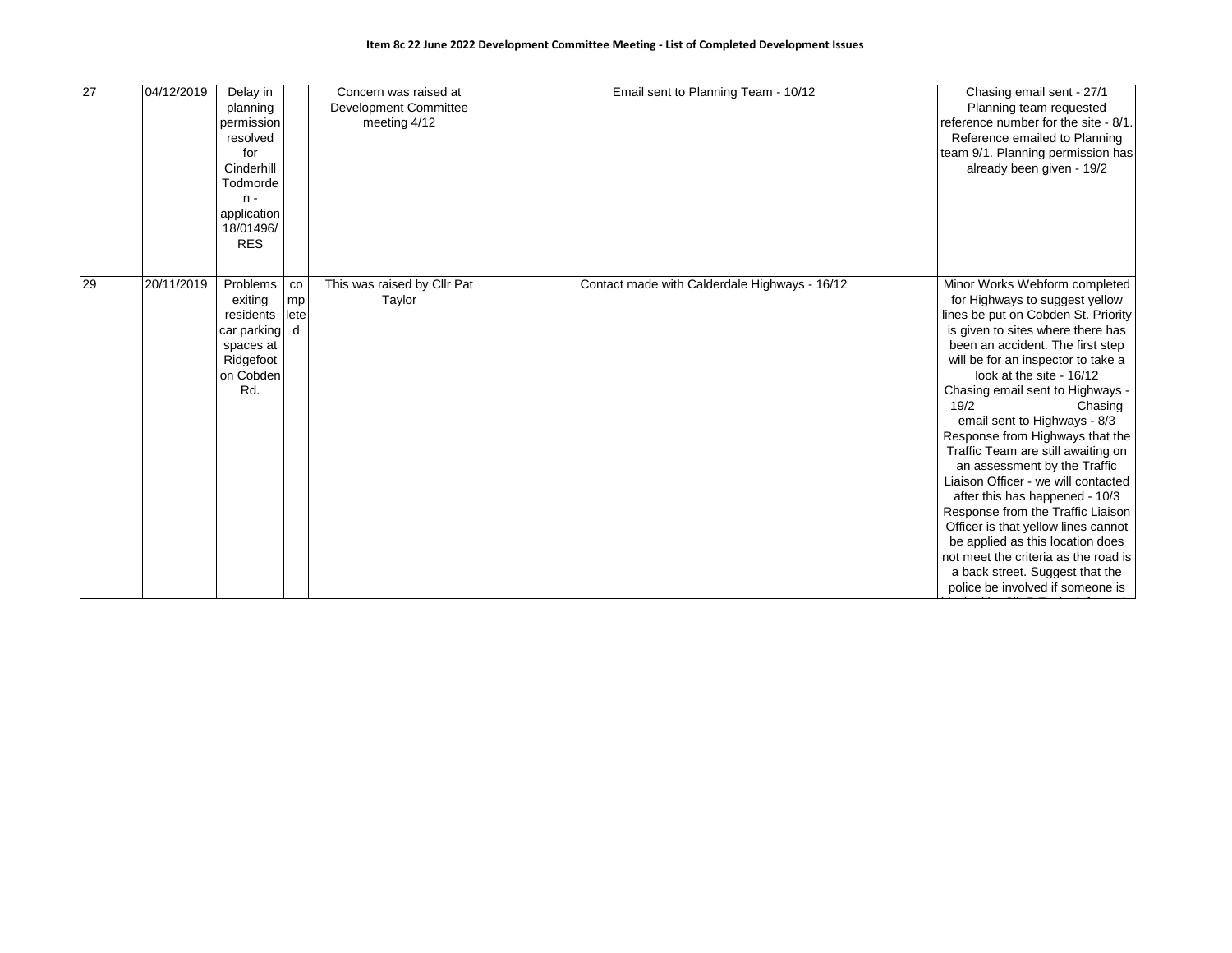**Item 8c 22 June 2022 Development Committee Meeting - List of Completed Development Issues**

| | | | | | | |
|---|---|---|---|---|---|---|
| 27 | 04/12/2019 | Delay in planning permission resolved for Cinderhill Todmorden - application 18/01496/RES | | Concern was raised at Development Committee meeting 4/12 | Email sent to Planning Team - 10/12 | Chasing email sent - 27/1 Planning team requested reference number for the site - 8/1. Reference emailed to Planning team 9/1. Planning permission has already been given - 19/2 |
| 29 | 20/11/2019 | Problems exiting residents car parking spaces at Ridgefoot on Cobden Rd. | completed | This was raised by Cllr Pat Taylor | Contact made with Calderdale Highways - 16/12 | Minor Works Webform completed for Highways to suggest yellow lines be put on Cobden St. Priority is given to sites where there has been an accident. The first step will be for an inspector to take a look at the site - 16/12 Chasing email sent to Highways - 19/2 Chasing email sent to Highways - 8/3 Response from Highways that the Traffic Team are still awaiting on an assessment by the Traffic Liaison Officer - we will contacted after this has happened - 10/3 Response from the Traffic Liaison Officer is that yellow lines cannot be applied as this location does not meet the criteria as the road is a back street. Suggest that the police be involved if someone is |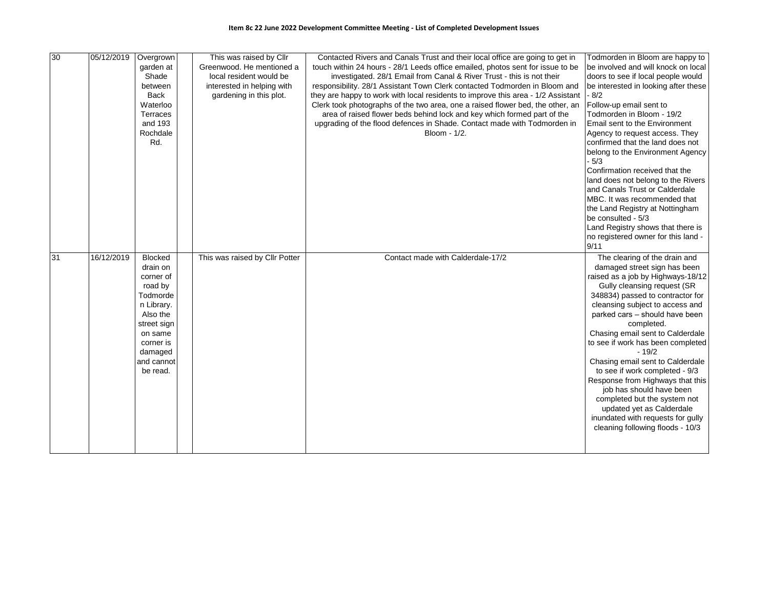**Item 8c 22 June 2022 Development Committee Meeting - List of Completed Development Issues**

| | | | | | | |
|---|---|---|---|---|---|---|
| 30 | 05/12/2019 | Overgrown garden at Shade between Back Waterloo Terraces and 193 Rochdale Rd. | | This was raised by Cllr Greenwood. He mentioned a local resident would be interested in helping with gardening in this plot. | Contacted Rivers and Canals Trust and their local office are going to get in touch within 24 hours - 28/1 Leeds office emailed, photos sent for issue to be investigated. 28/1 Email from Canal & River Trust - this is not their responsibility. 28/1 Assistant Town Clerk contacted Todmorden in Bloom and they are happy to work with local residents to improve this area - 1/2 Assistant Clerk took photographs of the two area, one a raised flower bed, the other, an area of raised flower beds behind lock and key which formed part of the upgrading of the flood defences in Shade. Contact made with Todmorden in Bloom - 1/2. | Todmorden in Bloom are happy to be involved and will knock on local doors to see if local people would be interested in looking after these - 8/2<br>Follow-up email sent to Todmorden in Bloom - 19/2<br>Email sent to the Environment Agency to request access. They confirmed that the land does not belong to the Environment Agency - 5/3<br>Confirmation received that the land does not belong to the Rivers and Canals Trust or Calderdale MBC. It was recommended that the Land Registry at Nottingham be consulted - 5/3<br>Land Registry shows that there is no registered owner for this land - 9/11 |
| 31 | 16/12/2019 | Blocked drain on corner of road by Todmorden Library. Also the street sign on same corner is damaged and cannot be read. | | This was raised by Cllr Potter | Contact made with Calderdale-17/2 | The clearing of the drain and damaged street sign has been raised as a job by Highways-18/12<br>Gully cleansing request (SR 348834) passed to contractor for cleansing subject to access and parked cars – should have been completed.<br>Chasing email sent to Calderdale to see if work has been completed - 19/2<br>Chasing email sent to Calderdale to see if work completed - 9/3<br>Response from Highways that this job has should have been completed but the system not updated yet as Calderdale inundated with requests for gully cleaning following floods - 10/3 |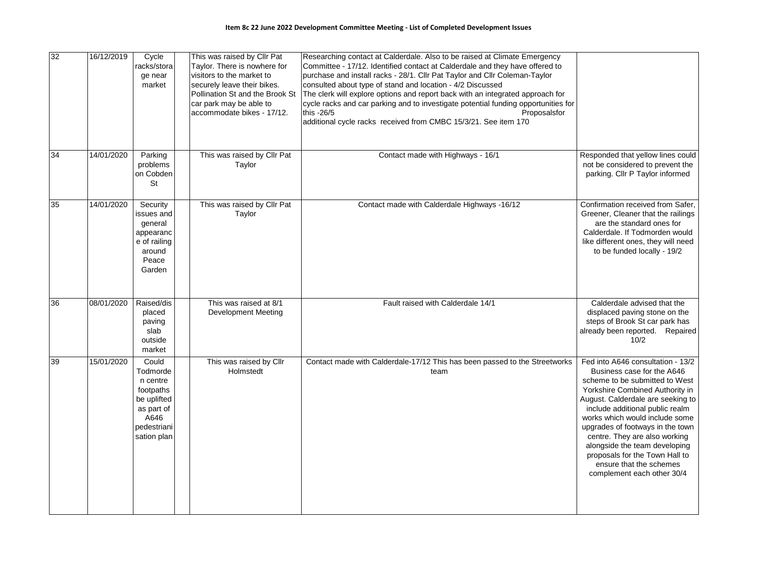**Item 8c 22 June 2022 Development Committee Meeting - List of Completed Development Issues**

| | | | | | | |
|---|---|---|---|---|---|---|
| 32 | 16/12/2019 | Cycle racks/storage near market | | This was raised by Cllr Pat Taylor. There is nowhere for visitors to the market to securely leave their bikes. Pollination St and the Brook St car park may be able to accommodate bikes - 17/12. | Researching contact at Calderdale. Also to be raised at Climate Emergency Committee - 17/12. Identified contact at Calderdale and they have offered to purchase and install racks - 28/1. Cllr Pat Taylor and Cllr Coleman-Taylor consulted about type of stand and location - 4/2 Discussed The clerk will explore options and report back with an integrated approach for cycle racks and car parking and to investigate potential funding opportunities for this -26/5 Proposalsfor additional cycle racks received from CMBC 15/3/21. See item 170 | |
| 34 | 14/01/2020 | Parking problems on Cobden St | | This was raised by Cllr Pat Taylor | Contact made with Highways - 16/1 | Responded that yellow lines could not be considered to prevent the parking. Cllr P Taylor informed |
| 35 | 14/01/2020 | Security issues and general appearance of railing around Peace Garden | | This was raised by Cllr Pat Taylor | Contact made with Calderdale Highways -16/12 | Confirmation received from Safer, Greener, Cleaner that the railings are the standard ones for Calderdale. If Todmorden would like different ones, they will need to be funded locally - 19/2 |
| 36 | 08/01/2020 | Raised/displaced paving slab outside market | | This was raised at 8/1 Development Meeting | Fault raised with Calderdale 14/1 | Calderdale advised that the displaced paving stone on the steps of Brook St car park has already been reported. Repaired 10/2 |
| 39 | 15/01/2020 | Could Todmorden centre footpaths be uplifted as part of A646 pedestrianisation plan | | This was raised by Cllr Holmstedt | Contact made with Calderdale-17/12 This has been passed to the Streetworks team | Fed into A646 consultation - 13/2 Business case for the A646 scheme to be submitted to West Yorkshire Combined Authority in August. Calderdale are seeking to include additional public realm works which would include some upgrades of footways in the town centre. They are also working alongside the team developing proposals for the Town Hall to ensure that the schemes complement each other 30/4 |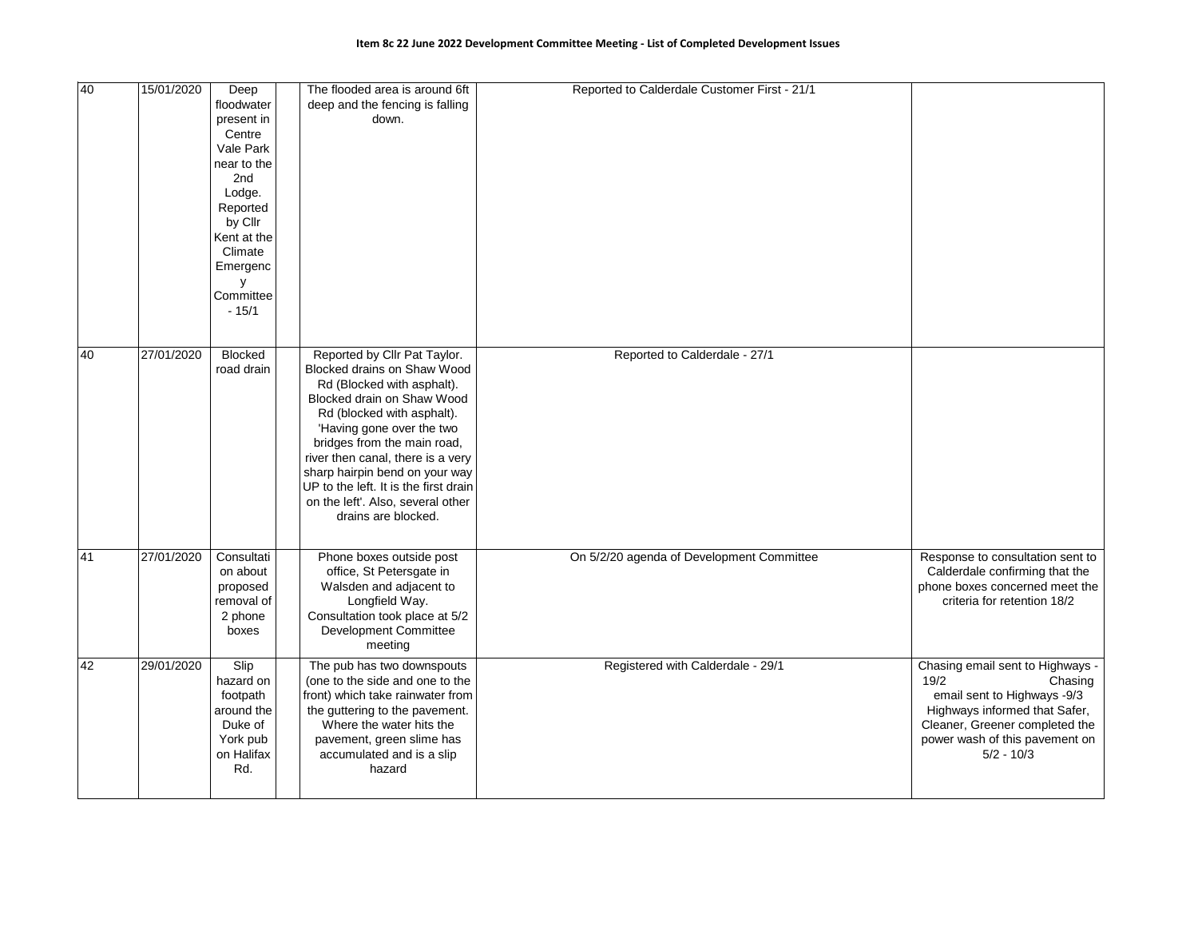**Item 8c 22 June 2022 Development Committee Meeting - List of Completed Development Issues**

| | | | | | | |
|---|---|---|---|---|---|---|
| 40 | 15/01/2020 | Deep floodwater present in Centre Vale Park near to the 2nd Lodge. Reported by Cllr Kent at the Climate Emergency Committee - 15/1 | | The flooded area is around 6ft deep and the fencing is falling down. | Reported to Calderdale Customer First - 21/1 | |
| 40 | 27/01/2020 | Blocked road drain | | Reported by Cllr Pat Taylor. Blocked drains on Shaw Wood Rd (Blocked with asphalt). Blocked drain on Shaw Wood Rd (blocked with asphalt). 'Having gone over the two bridges from the main road, river then canal, there is a very sharp hairpin bend on your way UP to the left. It is the first drain on the left'. Also, several other drains are blocked. | Reported to Calderdale - 27/1 | |
| 41 | 27/01/2020 | Consultation about proposed removal of 2 phone boxes | | Phone boxes outside post office, St Petersgate in Walsden and adjacent to Longfield Way. Consultation took place at 5/2 Development Committee meeting | On 5/2/20 agenda of Development Committee | Response to consultation sent to Calderdale confirming that the phone boxes concerned meet the criteria for retention 18/2 |
| 42 | 29/01/2020 | Slip hazard on footpath around the Duke of York pub on Halifax Rd. | | The pub has two downspouts (one to the side and one to the front) which take rainwater from the guttering to the pavement. Where the water hits the pavement, green slime has accumulated and is a slip hazard | Registered with Calderdale - 29/1 | Chasing email sent to Highways - 19/2 Chasing email sent to Highways -9/3 Highways informed that Safer, Cleaner, Greener completed the power wash of this pavement on 5/2 - 10/3 |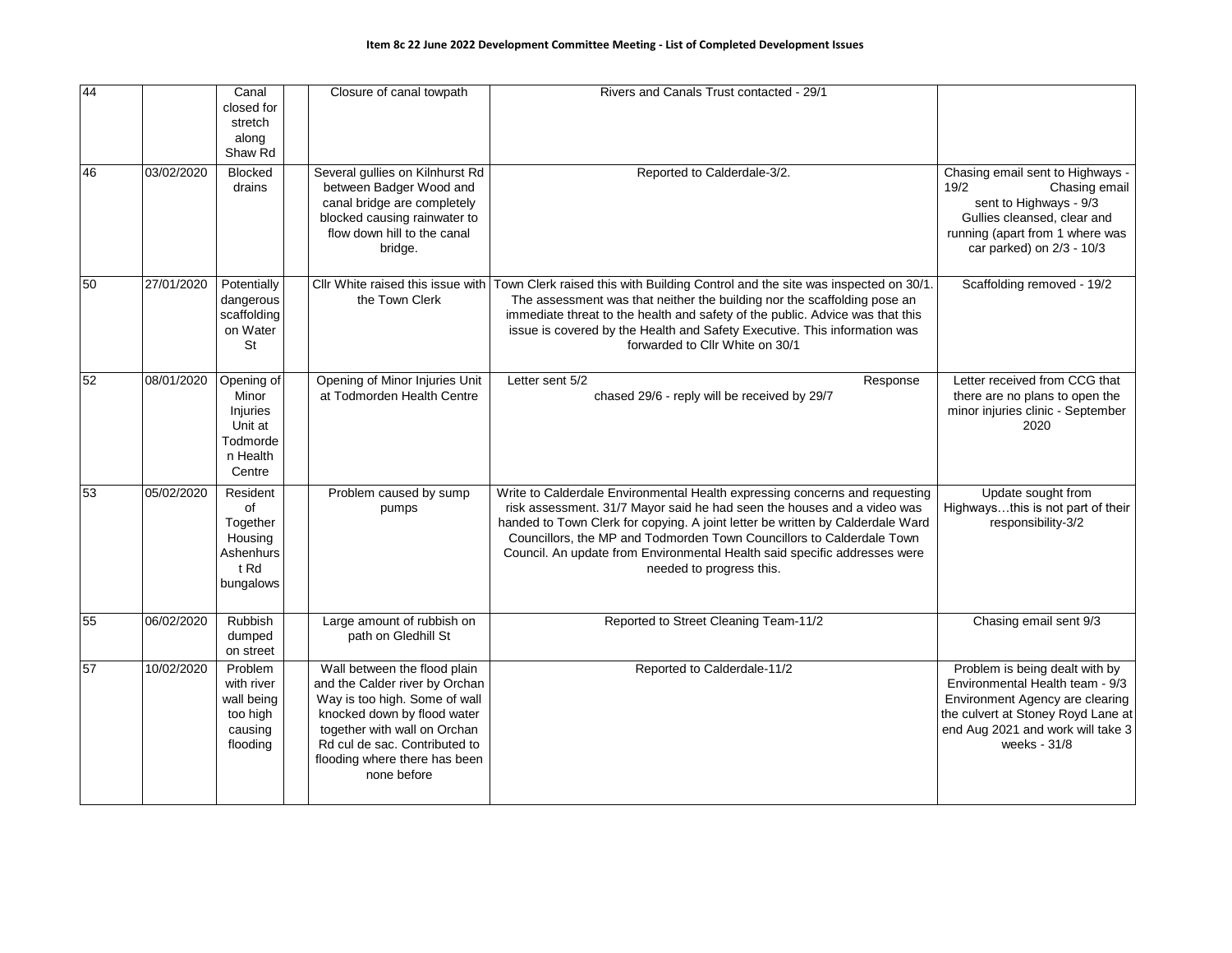**Item 8c 22 June 2022 Development Committee Meeting - List of Completed Development Issues**

| | | | | | | |
|---|---|---|---|---|---|---|
| 44 | | Canal closed for stretch along Shaw Rd | | Closure of canal towpath | Rivers and Canals Trust contacted - 29/1 | |
| 46 | 03/02/2020 | Blocked drains | | Several gullies on Kilnhurst Rd between Badger Wood and canal bridge are completely blocked causing rainwater to flow down hill to the canal bridge. | Reported to Calderdale-3/2. | Chasing email sent to Highways - 19/2 Chasing email sent to Highways - 9/3 Gullies cleansed, clear and running (apart from 1 where was car parked) on 2/3 - 10/3 |
| 50 | 27/01/2020 | Potentially dangerous scaffolding on Water St | | Cllr White raised this issue with the Town Clerk | Town Clerk raised this with Building Control and the site was inspected on 30/1. The assessment was that neither the building nor the scaffolding pose an immediate threat to the health and safety of the public. Advice was that this issue is covered by the Health and Safety Executive. This information was forwarded to Cllr White on 30/1 | Scaffolding removed - 19/2 |
| 52 | 08/01/2020 | Opening of Minor Injuries Unit at Todmorden Health Centre | | Opening of Minor Injuries Unit at Todmorden Health Centre | Letter sent 5/2 Response chased 29/6 - reply will be received by 29/7 | Letter received from CCG that there are no plans to open the minor injuries clinic - September 2020 |
| 53 | 05/02/2020 | Resident of Together Housing Ashenhurst Rd bungalows | | Problem caused by sump pumps | Write to Calderdale Environmental Health expressing concerns and requesting risk assessment. 31/7 Mayor said he had seen the houses and a video was handed to Town Clerk for copying. A joint letter be written by Calderdale Ward Councillors, the MP and Todmorden Town Councillors to Calderdale Town Council. An update from Environmental Health said specific addresses were needed to progress this. | Update sought from Highways…this is not part of their responsibility-3/2 |
| 55 | 06/02/2020 | Rubbish dumped on street | | Large amount of rubbish on path on Gledhill St | Reported to Street Cleaning Team-11/2 | Chasing email sent 9/3 |
| 57 | 10/02/2020 | Problem with river wall being too high causing flooding | | Wall between the flood plain and the Calder river by Orchan Way is too high. Some of wall knocked down by flood water together with wall on Orchan Rd cul de sac. Contributed to flooding where there has been none before | Reported to Calderdale-11/2 | Problem is being dealt with by Environmental Health team - 9/3 Environment Agency are clearing the culvert at Stoney Royd Lane at end Aug 2021 and work will take 3 weeks - 31/8 |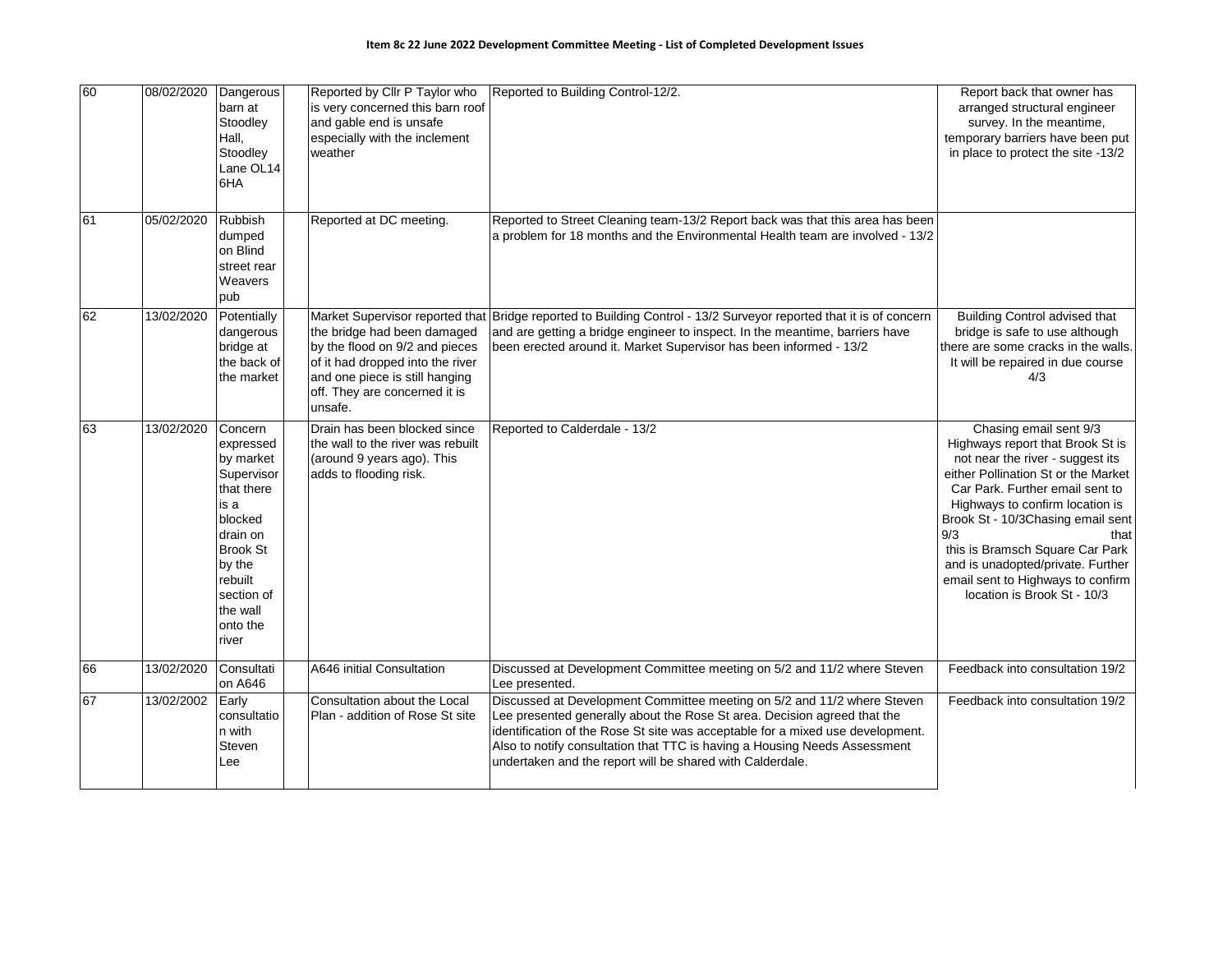**Item 8c 22 June 2022 Development Committee Meeting - List of Completed Development Issues**

| | | | | | | |
|---|---|---|---|---|---|---|
| 60 | 08/02/2020 | Dangerous barn at Stoodley Hall, Stoodley Lane OL14 6HA | | Reported by Cllr P Taylor who is very concerned this barn roof and gable end is unsafe especially with the inclement weather | Reported to Building Control-12/2. | Report back that owner has arranged structural engineer survey. In the meantime, temporary barriers have been put in place to protect the site -13/2 |
| 61 | 05/02/2020 | Rubbish dumped on Blind street rear Weavers pub | | Reported at DC meeting. | Reported to Street Cleaning team-13/2 Report back was that this area has been a problem for 18 months and the Environmental Health team are involved - 13/2 | |
| 62 | 13/02/2020 | Potentially dangerous bridge at the back of the market | | Market Supervisor reported that the bridge had been damaged by the flood on 9/2 and pieces of it had dropped into the river and one piece is still hanging off. They are concerned it is unsafe. | Bridge reported to Building Control - 13/2 Surveyor reported that it is of concern and are getting a bridge engineer to inspect. In the meantime, barriers have been erected around it. Market Supervisor has been informed - 13/2 | Building Control advised that bridge is safe to use although there are some cracks in the walls. It will be repaired in due course 4/3 |
| 63 | 13/02/2020 | Concern expressed by market Supervisor that there is a blocked drain on Brook St by the rebuilt section of the wall onto the river | | Drain has been blocked since the wall to the river was rebuilt (around 9 years ago). This adds to flooding risk. | Reported to Calderdale - 13/2 | Chasing email sent 9/3 Highways report that Brook St is not near the river - suggest its either Pollination St or the Market Car Park. Further email sent to Highways to confirm location is Brook St - 10/3Chasing email sent 9/3 that this is Bramsch Square Car Park and is unadopted/private. Further email sent to Highways to confirm location is Brook St - 10/3 |
| 66 | 13/02/2020 | Consultation A646 | | A646 initial Consultation | Discussed at Development Committee meeting on 5/2 and 11/2 where Steven Lee presented. | Feedback into consultation 19/2 |
| 67 | 13/02/2002 | Early consultation with Steven Lee | | Consultation about the Local Plan - addition of Rose St site | Discussed at Development Committee meeting on 5/2 and 11/2 where Steven Lee presented generally about the Rose St area. Decision agreed that the identification of the Rose St site was acceptable for a mixed use development. Also to notify consultation that TTC is having a Housing Needs Assessment undertaken and the report will be shared with Calderdale. | Feedback into consultation 19/2 |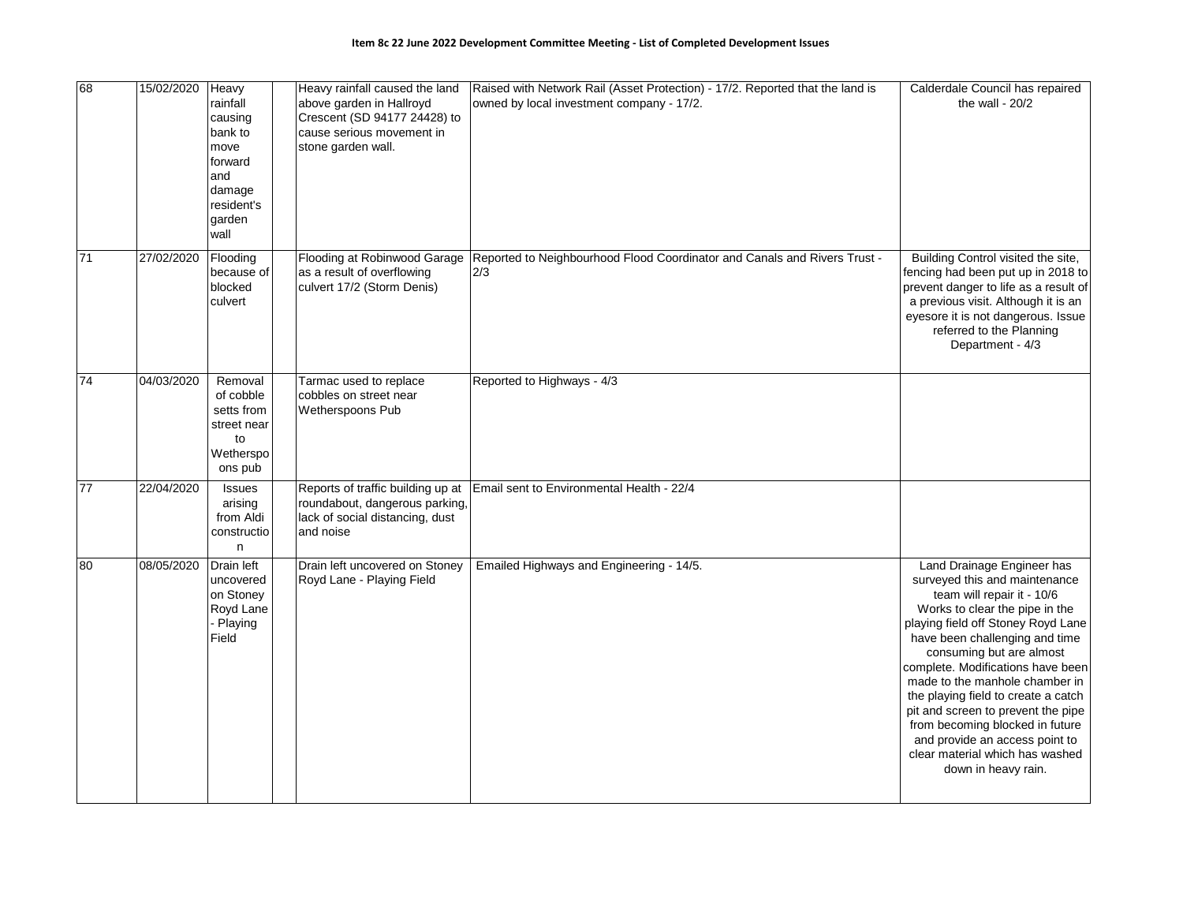**Item 8c 22 June 2022 Development Committee Meeting - List of Completed Development Issues**

| | | | | | | |
|---|---|---|---|---|---|---|
| 68 | 15/02/2020 | Heavy rainfall causing bank to move forward and damage resident's garden wall | | Heavy rainfall caused the land above garden in Hallroyd Crescent (SD 94177 24428) to cause serious movement in stone garden wall. | Raised with Network Rail (Asset Protection) - 17/2. Reported that the land is owned by local investment company - 17/2. | Calderdale Council has repaired the wall - 20/2 |
| 71 | 27/02/2020 | Flooding because of blocked culvert | | Flooding at Robinwood Garage as a result of overflowing culvert 17/2 (Storm Denis) | Reported to Neighbourhood Flood Coordinator and Canals and Rivers Trust - 2/3 | Building Control visited the site, fencing had been put up in 2018 to prevent danger to life as a result of a previous visit. Although it is an eyesore it is not dangerous. Issue referred to the Planning Department - 4/3 |
| 74 | 04/03/2020 | Removal of cobble setts from street near to Wetherspoons pub | | Tarmac used to replace cobbles on street near Wetherspoons Pub | Reported to Highways - 4/3 | |
| 77 | 22/04/2020 | Issues arising from Aldi construction | | Reports of traffic building up at roundabout, dangerous parking, lack of social distancing, dust and noise | Email sent to Environmental Health - 22/4 | |
| 80 | 08/05/2020 | Drain left uncovered on Stoney Royd Lane - Playing Field | | Drain left uncovered on Stoney Royd Lane - Playing Field | Emailed Highways and Engineering - 14/5. | Land Drainage Engineer has surveyed this and maintenance team will repair it - 10/6 Works to clear the pipe in the playing field off Stoney Royd Lane have been challenging and time consuming but are almost complete. Modifications have been made to the manhole chamber in the playing field to create a catch pit and screen to prevent the pipe from becoming blocked in future and provide an access point to clear material which has washed down in heavy rain. |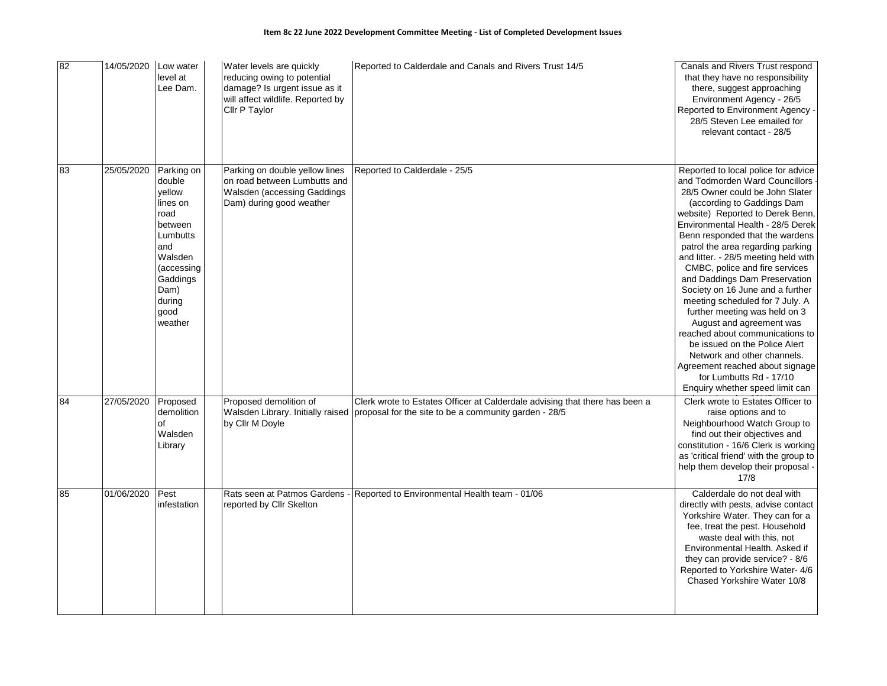**Item 8c 22 June 2022 Development Committee Meeting - List of Completed Development Issues**

| | | | | | | |
|---|---|---|---|---|---|---|
| 82 | 14/05/2020 | Low water level at Lee Dam. | | Water levels are quickly reducing owing to potential damage? Is urgent issue as it will affect wildlife. Reported by Cllr P Taylor | Reported to Calderdale and Canals and Rivers Trust 14/5 | Canals and Rivers Trust respond that they have no responsibility there, suggest approaching Environment Agency - 26/5 Reported to Environment Agency - 28/5 Steven Lee emailed for relevant contact - 28/5 |
| 83 | 25/05/2020 | Parking on double yellow lines on road between Lumbutts and Walsden (accessing Gaddings Dam) during good weather | | Parking on double yellow lines on road between Lumbutts and Walsden (accessing Gaddings Dam) during good weather | Reported to Calderdale - 25/5 | Reported to local police for advice and Todmorden Ward Councillors - 28/5 Owner could be John Slater (according to Gaddings Dam website) Reported to Derek Benn, Environmental Health - 28/5 Derek Benn responded that the wardens patrol the area regarding parking and litter. - 28/5 meeting held with CMBC, police and fire services and Daddings Dam Preservation Society on 16 June and a further meeting scheduled for 7 July. A further meeting was held on 3 August and agreement was reached about communications to be issued on the Police Alert Network and other channels. Agreement reached about signage for Lumbutts Rd - 17/10 Enquiry whether speed limit can |
| 84 | 27/05/2020 | Proposed demolition of Walsden Library | | Proposed demolition of Walsden Library. Initially raised by Cllr M Doyle | Clerk wrote to Estates Officer at Calderdale advising that there has been a proposal for the site to be a community garden - 28/5 | Clerk wrote to Estates Officer to raise options and to Neighbourhood Watch Group to find out their objectives and constitution - 16/6 Clerk is working as 'critical friend' with the group to help them develop their proposal - 17/8 |
| 85 | 01/06/2020 | Pest infestation | | Rats seen at Patmos Gardens - reported by Cllr Skelton | Reported to Environmental Health team - 01/06 | Calderdale do not deal with directly with pests, advise contact Yorkshire Water. They can for a fee, treat the pest. Household waste deal with this, not Environmental Health. Asked if they can provide service? - 8/6 Reported to Yorkshire Water- 4/6 Chased Yorkshire Water 10/8 |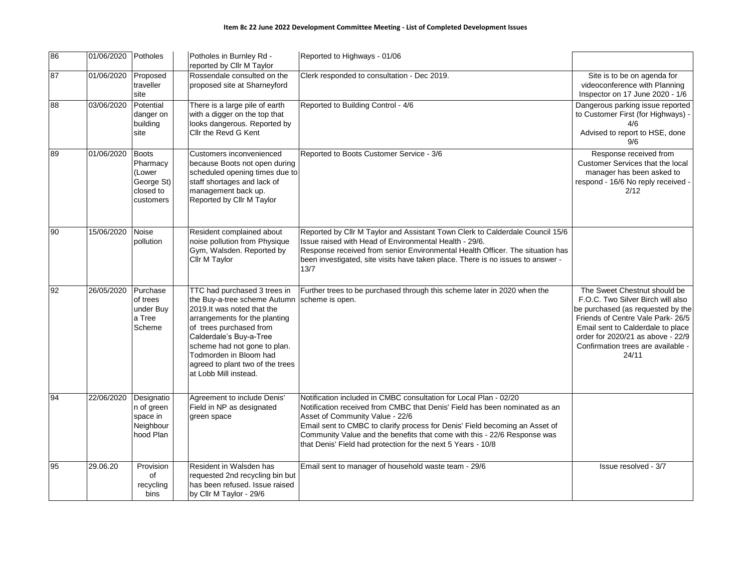**Item 8c 22 June 2022 Development Committee Meeting - List of Completed Development Issues**

| | | | | | | |
|---|---|---|---|---|---|---|
| 86 | 01/06/2020 | Potholes | | Potholes in Burnley Rd - reported by Cllr M Taylor | Reported to Highways - 01/06 | |
| 87 | 01/06/2020 | Proposed traveller site | | Rossendale consulted on the proposed site at Sharneyford | Clerk responded to consultation - Dec 2019. | Site is to be on agenda for videoconference with Planning Inspector on 17 June 2020 - 1/6 |
| 88 | 03/06/2020 | Potential danger on building site | | There is a large pile of earth with a digger on the top that looks dangerous. Reported by Cllr the Revd G Kent | Reported to Building Control - 4/6 | Dangerous parking issue reported to Customer First (for Highways) - 4/6<br>Advised to report to HSE, done 9/6 |
| 89 | 01/06/2020 | Boots Pharmacy (Lower George St) closed to customers | | Customers inconvenienced because Boots not open during scheduled opening times due to staff shortages and lack of management back up. Reported by Cllr M Taylor | Reported to Boots Customer Service - 3/6 | Response received from Customer Services that the local manager has been asked to respond - 16/6 No reply received - 2/12 |
| 90 | 15/06/2020 | Noise pollution | | Resident complained about noise pollution from Physique Gym, Walsden. Reported by Cllr M Taylor | Reported by Cllr M Taylor and Assistant Town Clerk to Calderdale Council 15/6<br>Issue raised with Head of Environmental Health - 29/6.<br>Response received from senior Environmental Health Officer. The situation has been investigated, site visits have taken place. There is no issues to answer - 13/7 | |
| 92 | 26/05/2020 | Purchase of trees under Buy a Tree Scheme | | TTC had purchased 3 trees in the Buy-a-tree scheme Autumn 2019.It was noted that the arrangements for the planting of trees purchased from Calderdale's Buy-a-Tree scheme had not gone to plan. Todmorden in Bloom had agreed to plant two of the trees at Lobb Mill instead. | Further trees to be purchased through this scheme later in 2020 when the scheme is open. | The Sweet Chestnut should be F.O.C. Two Silver Birch will also be purchased (as requested by the Friends of Centre Vale Park- 26/5<br>Email sent to Calderdale to place order for 2020/21 as above - 22/9<br>Confirmation trees are available - 24/11 |
| 94 | 22/06/2020 | Designation of green space in Neighbourhood Plan | | Agreement to include Denis' Field in NP as designated green space | Notification included in CMBC consultation for Local Plan - 02/20<br>Notification received from CMBC that Denis' Field has been nominated as an Asset of Community Value - 22/6<br>Email sent to CMBC to clarify process for Denis' Field becoming an Asset of Community Value and the benefits that come with this - 22/6 Response was that Denis' Field had protection for the next 5 Years - 10/8 | |
| 95 | 29.06.20 | Provision of recycling bins | | Resident in Walsden has requested 2nd recycling bin but has been refused. Issue raised by Cllr M Taylor - 29/6 | Email sent to manager of household waste team - 29/6 | Issue resolved - 3/7 |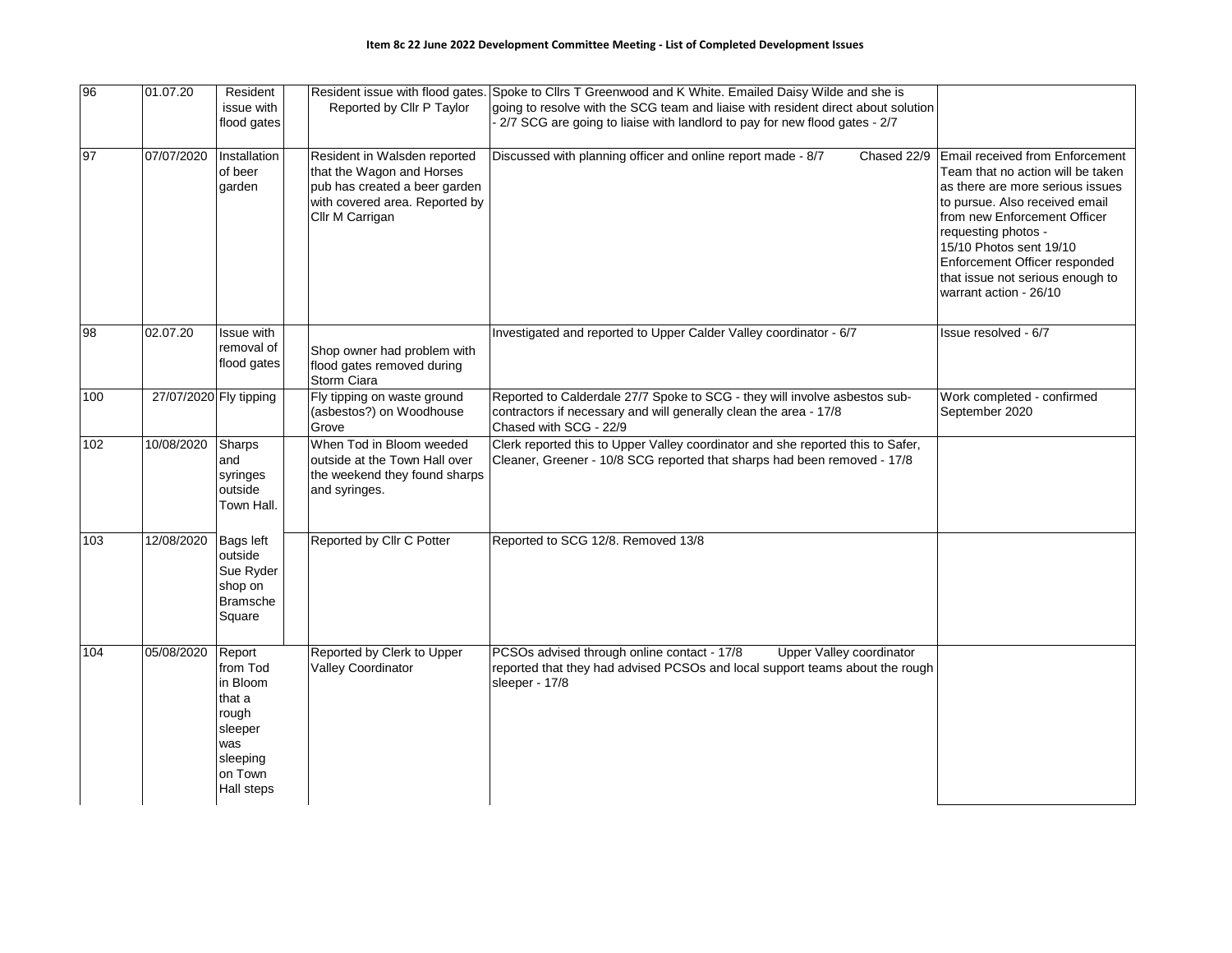**Item 8c 22 June 2022 Development Committee Meeting - List of Completed Development Issues**

| | | | | | | |
|---|---|---|---|---|---|---|
| 96 | 01.07.20 | Resident issue with flood gates | | Resident issue with flood gates. Reported by Cllr P Taylor | Spoke to Cllrs T Greenwood and K White. Emailed Daisy Wilde and she is going to resolve with the SCG team and liaise with resident direct about solution - 2/7 SCG are going to liaise with landlord to pay for new flood gates - 2/7 | |
| 97 | 07/07/2020 | Installation of beer garden | | Resident in Walsden reported that the Wagon and Horses pub has created a beer garden with covered area. Reported by Cllr M Carrigan | Discussed with planning officer and online report made - 8/7 Chased 22/9 | Email received from Enforcement Team that no action will be taken as there are more serious issues to pursue. Also received email from new Enforcement Officer requesting photos - 15/10 Photos sent 19/10 Enforcement Officer responded that issue not serious enough to warrant action - 26/10 |
| 98 | 02.07.20 | Issue with removal of flood gates | | Shop owner had problem with flood gates removed during Storm Ciara | Investigated and reported to Upper Calder Valley coordinator - 6/7 | Issue resolved - 6/7 |
| 100 | 27/07/2020 | Fly tipping | | Fly tipping on waste ground (asbestos?) on Woodhouse Grove | Reported to Calderdale 27/7 Spoke to SCG - they will involve asbestos sub-contractors if necessary and will generally clean the area - 17/8 Chased with SCG - 22/9 | Work completed - confirmed September 2020 |
| 102 | 10/08/2020 | Sharps and syringes outside Town Hall. | | When Tod in Bloom weeded outside at the Town Hall over the weekend they found sharps and syringes. | Clerk reported this to Upper Valley coordinator and she reported this to Safer, Cleaner, Greener - 10/8 SCG reported that sharps had been removed - 17/8 | |
| 103 | 12/08/2020 | Bags left outside Sue Ryder shop on Bramsche Square | | Reported by Cllr C Potter | Reported to SCG 12/8. Removed 13/8 | |
| 104 | 05/08/2020 | Report from Tod in Bloom that a rough sleeper was sleeping on Town Hall steps | | Reported by Clerk to Upper Valley Coordinator | PCSOs advised through online contact - 17/8 Upper Valley coordinator reported that they had advised PCSOs and local support teams about the rough sleeper - 17/8 | |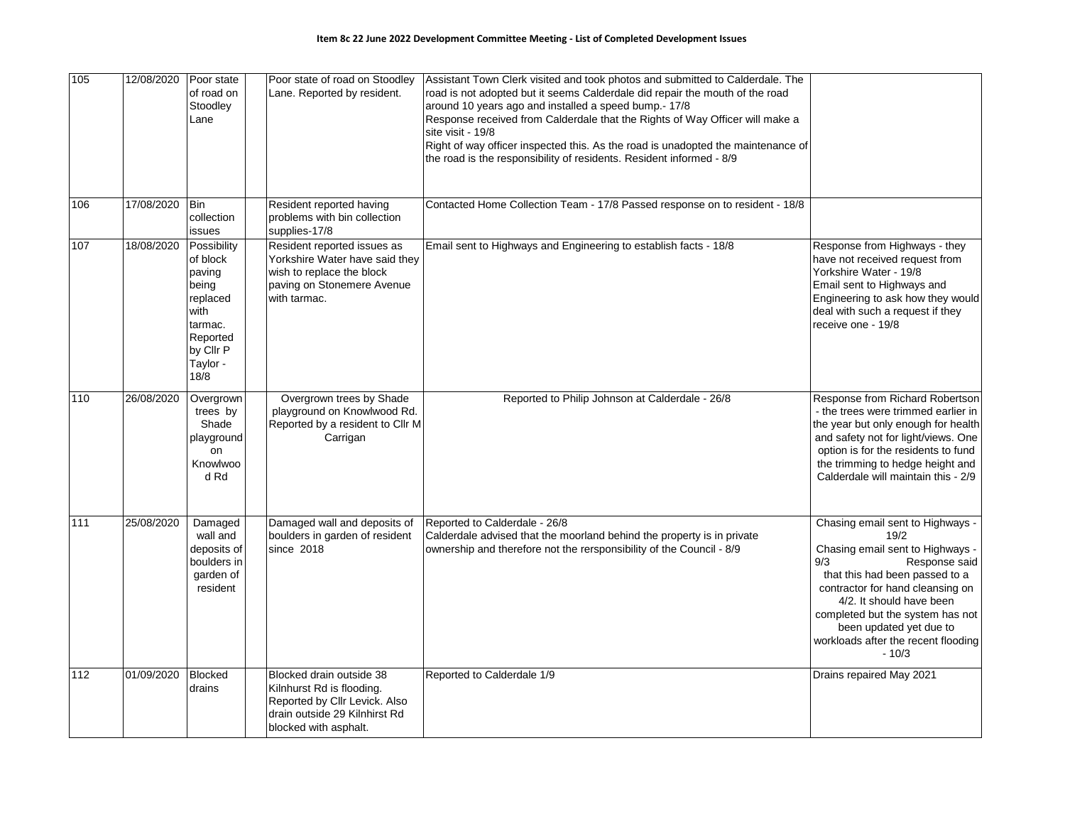**Item 8c 22 June 2022 Development Committee Meeting - List of Completed Development Issues**

| | | | | | | |
|---|---|---|---|---|---|---|
| 105 | 12/08/2020 | Poor state of road on Stoodley Lane | | Poor state of road on Stoodley Lane. Reported by resident. | Assistant Town Clerk visited and took photos and submitted to Calderdale. The road is not adopted but it seems Calderdale did repair the mouth of the road around 10 years ago and installed a speed bump.- 17/8<br>Response received from Calderdale that the Rights of Way Officer will make a site visit - 19/8<br>Right of way officer inspected this. As the road is unadopted the maintenance of the road is the responsibility of residents. Resident informed - 8/9 | |
| 106 | 17/08/2020 | Bin collection issues | | Resident reported having problems with bin collection supplies-17/8 | Contacted Home Collection Team - 17/8 Passed response on to resident - 18/8 | |
| 107 | 18/08/2020 | Possibility of block paving being replaced with tarmac. Reported by Cllr P Taylor - 18/8 | | Resident reported issues as Yorkshire Water have said they wish to replace the block paving on Stonemere Avenue with tarmac. | Email sent to Highways and Engineering to establish facts - 18/8 | Response from Highways - they have not received request from Yorkshire Water - 19/8<br>Email sent to Highways and Engineering to ask how they would deal with such a request if they receive one - 19/8 |
| 110 | 26/08/2020 | Overgrown trees by Shade playground on Knowlwood Rd | | Overgrown trees by Shade playground on Knowlwood Rd. Reported by a resident to Cllr M Carrigan | Reported to Philip Johnson at Calderdale - 26/8 | Response from Richard Robertson - the trees were trimmed earlier in the year but only enough for health and safety not for light/views. One option is for the residents to fund the trimming to hedge height and Calderdale will maintain this - 2/9 |
| 111 | 25/08/2020 | Damaged wall and deposits of boulders in garden of resident | | Damaged wall and deposits of boulders in garden of resident since 2018 | Reported to Calderdale - 26/8<br>Calderdale advised that the moorland behind the property is in private ownership and therefore not the rersponsibility of the Council - 8/9 | Chasing email sent to Highways - 19/2<br>Chasing email sent to Highways - 9/3 Response said that this had been passed to a contractor for hand cleansing on 4/2. It should have been completed but the system has not been updated yet due to workloads after the recent flooding - 10/3 |
| 112 | 01/09/2020 | Blocked drains | | Blocked drain outside 38 Kilnhurst Rd is flooding. Reported by Cllr Levick. Also drain outside 29 Kilnhirst Rd blocked with asphalt. | Reported to Calderdale 1/9 | Drains repaired May 2021 |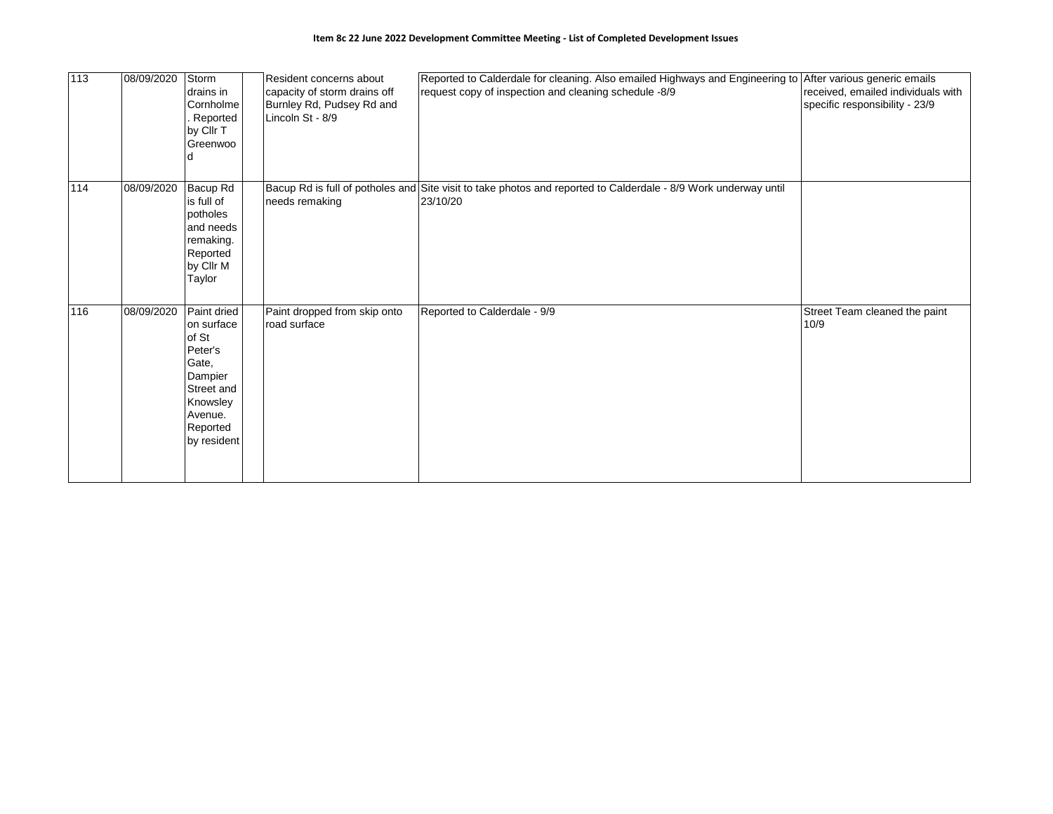**Item 8c 22 June 2022 Development Committee Meeting - List of Completed Development Issues**

| | | | | | | |
|---|---|---|---|---|---|---|
| 113 | 08/09/2020 | Storm drains in Cornholme. Reported by Cllr T Greenwood | | Resident concerns about capacity of storm drains off Burnley Rd, Pudsey Rd and Lincoln St - 8/9 | Reported to Calderdale for cleaning. Also emailed Highways and Engineering to request copy of inspection and cleaning schedule -8/9 | After various generic emails received, emailed individuals with specific responsibility - 23/9 |
| 114 | 08/09/2020 | Bacup Rd is full of potholes and needs remaking. Reported by Cllr M Taylor | | Bacup Rd is full of potholes and needs remaking | Site visit to take photos and reported to Calderdale - 8/9 Work underway until 23/10/20 | |
| 116 | 08/09/2020 | Paint dried on surface of St Peter's Gate, Dampier Street and Knowsley Avenue. Reported by resident | | Paint dropped from skip onto road surface | Reported to Calderdale - 9/9 | Street Team cleaned the paint 10/9 |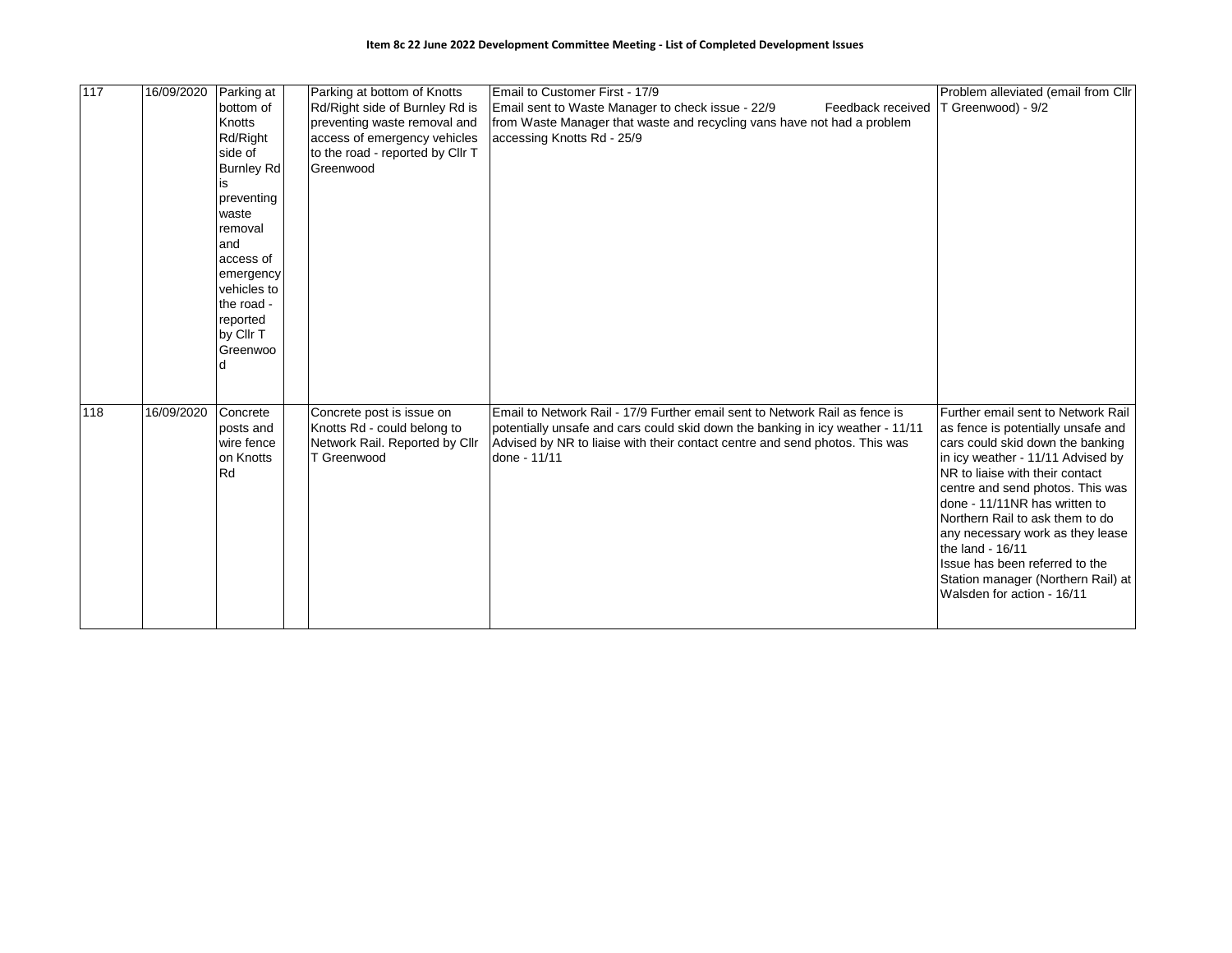**Item 8c 22 June 2022 Development Committee Meeting - List of Completed Development Issues**

| | | | | | | |
|---|---|---|---|---|---|---|
| 117 | 16/09/2020 | Parking at bottom of Knotts Rd/Right side of Burnley Rd is preventing waste removal and access of emergency vehicles to the road - reported by Cllr T Greenwood | | Parking at bottom of Knotts Rd/Right side of Burnley Rd is preventing waste removal and access of emergency vehicles to the road - reported by Cllr T Greenwood | Email to Customer First - 17/9 Email sent to Waste Manager to check issue - 22/9 Feedback received from Waste Manager that waste and recycling vans have not had a problem accessing Knotts Rd - 25/9 | Problem alleviated (email from Cllr T Greenwood) - 9/2 |
| 118 | 16/09/2020 | Concrete posts and wire fence on Knotts Rd | | Concrete post is issue on Knotts Rd - could belong to Network Rail. Reported by Cllr T Greenwood | Email to Network Rail - 17/9 Further email sent to Network Rail as fence is potentially unsafe and cars could skid down the banking in icy weather - 11/11 Advised by NR to liaise with their contact centre and send photos. This was done - 11/11 | Further email sent to Network Rail as fence is potentially unsafe and cars could skid down the banking in icy weather - 11/11 Advised by NR to liaise with their contact centre and send photos. This was done - 11/11NR has written to Northern Rail to ask them to do any necessary work as they lease the land - 16/11<br>Issue has been referred to the Station manager (Northern Rail) at Walsden for action - 16/11 |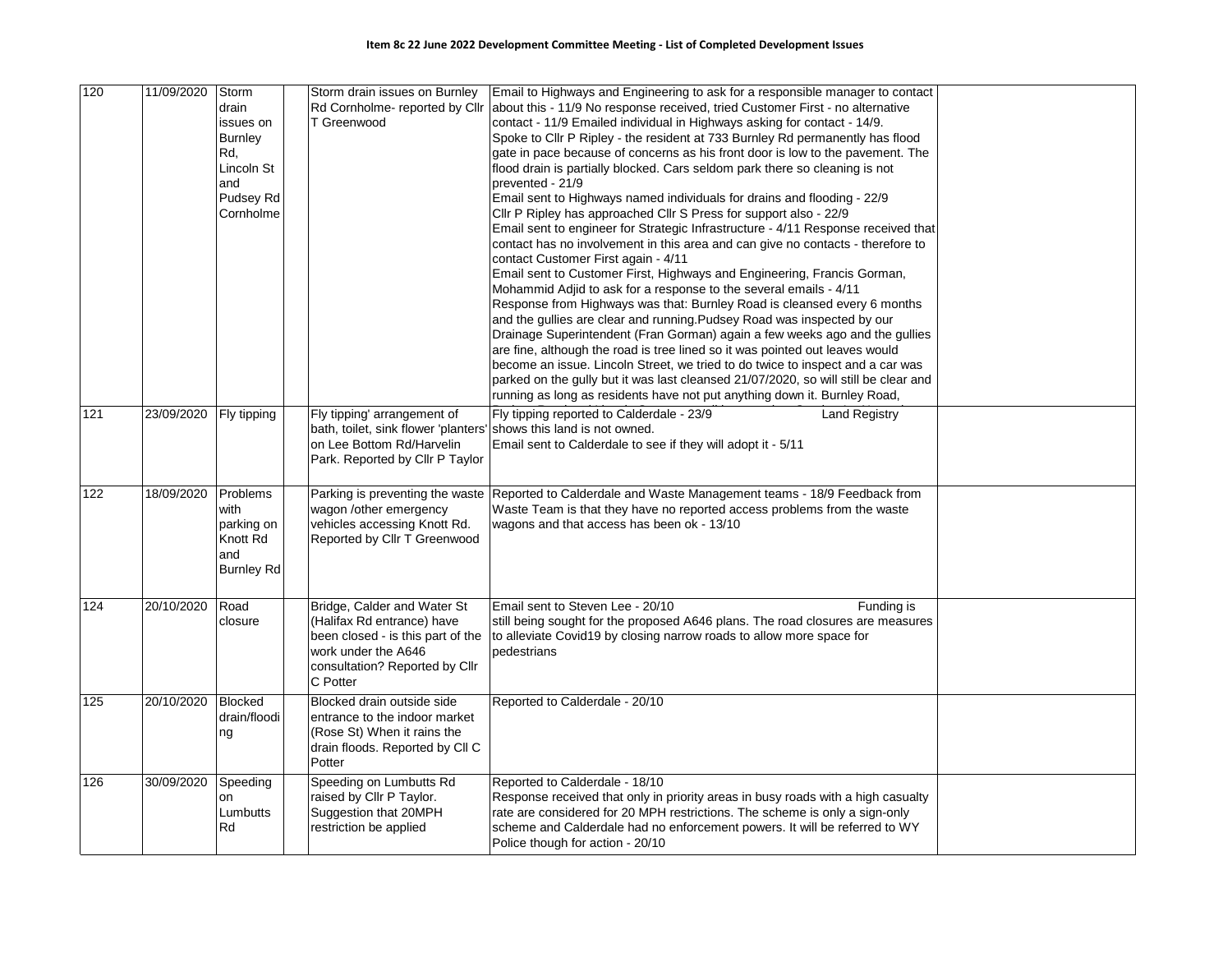**Item 8c 22 June 2022 Development Committee Meeting - List of Completed Development Issues**

| | | | | | | |
|---|---|---|---|---|---|---|
| 120 | 11/09/2020 | Storm drain issues on Burnley Rd, Lincoln St and Pudsey Rd Cornholme | | Storm drain issues on Burnley Rd Cornholme- reported by Cllr T Greenwood | Email to Highways and Engineering to ask for a responsible manager to contact about this - 11/9 No response received, tried Customer First - no alternative contact - 11/9 Emailed individual in Highways asking for contact - 14/9.<br>Spoke to Cllr P Ripley - the resident at 733 Burnley Rd permanently has flood gate in pace because of concerns as his front door is low to the pavement. The flood drain is partially blocked. Cars seldom park there so cleaning is not prevented - 21/9<br>Email sent to Highways named individuals for drains and flooding - 22/9<br>Cllr P Ripley has approached Cllr S Press for support also - 22/9<br>Email sent to engineer for Strategic Infrastructure - 4/11 Response received that contact has no involvement in this area and can give no contacts - therefore to contact Customer First again - 4/11<br>Email sent to Customer First, Highways and Engineering, Francis Gorman, Mohammid Adjid to ask for a response to the several emails - 4/11<br>Response from Highways was that: Burnley Road is cleansed every 6 months and the gullies are clear and running.Pudsey Road was inspected by our Drainage Superintendent (Fran Gorman) again a few weeks ago and the gullies are fine, although the road is tree lined so it was pointed out leaves would become an issue. Lincoln Street, we tried to do twice to inspect and a car was parked on the gully but it was last cleansed 21/07/2020, so will still be clear and running as long as residents have not put anything down it. Burnley Road, | |
| 121 | 23/09/2020 | Fly tipping | | Fly tipping' arrangement of bath, toilet, sink flower 'planters' on Lee Bottom Rd/Harvelin Park. Reported by Cllr P Taylor | Fly tipping reported to Calderdale - 23/9 Land Registry shows this land is not owned.<br>Email sent to Calderdale to see if they will adopt it - 5/11 | |
| 122 | 18/09/2020 | Problems with parking on Knott Rd and Burnley Rd | | Parking is preventing the waste wagon /other emergency vehicles accessing Knott Rd. Reported by Cllr T Greenwood | Reported to Calderdale and Waste Management teams - 18/9 Feedback from Waste Team is that they have no reported access problems from the waste wagons and that access has been ok - 13/10 | |
| 124 | 20/10/2020 | Road closure | | Bridge, Calder and Water St (Halifax Rd entrance) have been closed - is this part of the work under the A646 consultation? Reported by Cllr C Potter | Email sent to Steven Lee - 20/10 Funding is still being sought for the proposed A646 plans. The road closures are measures to alleviate Covid19 by closing narrow roads to allow more space for pedestrians | |
| 125 | 20/10/2020 | Blocked drain/flooding | | Blocked drain outside side entrance to the indoor market (Rose St) When it rains the drain floods. Reported by Cll C Potter | Reported to Calderdale - 20/10 | |
| 126 | 30/09/2020 | Speeding on Lumbutts Rd | | Speeding on Lumbutts Rd raised by Cllr P Taylor. Suggestion that 20MPH restriction be applied | Reported to Calderdale - 18/10<br>Response received that only in priority areas in busy roads with a high casualty rate are considered for 20 MPH restrictions. The scheme is only a sign-only scheme and Calderdale had no enforcement powers. It will be referred to WY Police though for action - 20/10 | |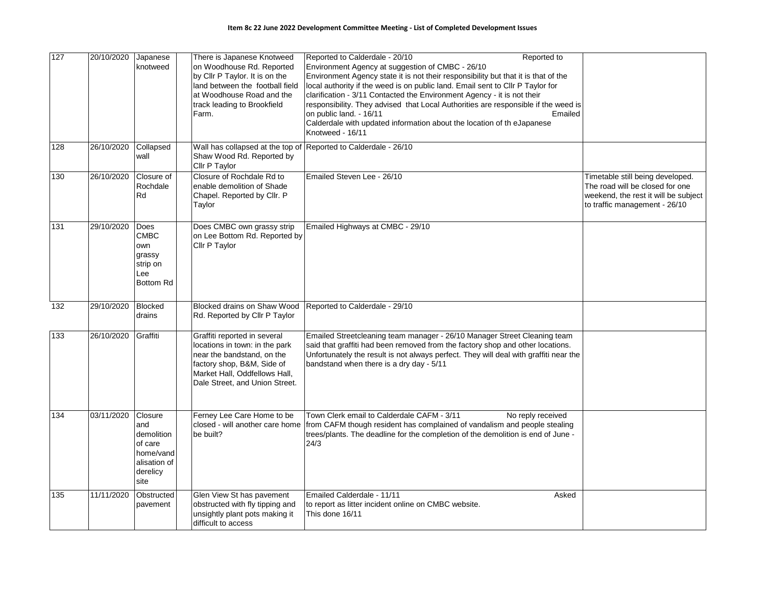**Item 8c 22 June 2022 Development Committee Meeting - List of Completed Development Issues**

| | | | | | | |
|---|---|---|---|---|---|---|
| 127 | 20/10/2020 | Japanese knotweed | | There is Japanese Knotweed on Woodhouse Rd. Reported by Cllr P Taylor. It is on the land between the football field at Woodhouse Road and the track leading to Brookfield Farm. | Reported to Calderdale - 20/10 Reported to Environment Agency at suggestion of CMBC - 26/10 Environment Agency state it is not their responsibility but that it is that of the local authority if the weed is on public land. Email sent to Cllr P Taylor for clarification - 3/11 Contacted the Environment Agency - it is not their responsibility. They advised that Local Authorities are responsible if the weed is on public land. - 16/11 Emailed Calderdale with updated information about the location of th eJapanese Knotweed - 16/11 | |
| 128 | 26/10/2020 | Collapsed wall | | Wall has collapsed at the top of Shaw Wood Rd. Reported by Cllr P Taylor | Reported to Calderdale - 26/10 | |
| 130 | 26/10/2020 | Closure of Rochdale Rd | | Closure of Rochdale Rd to enable demolition of Shade Chapel. Reported by Cllr. P Taylor | Emailed Steven Lee - 26/10 | Timetable still being developed. The road will be closed for one weekend, the rest it will be subject to traffic management - 26/10 |
| 131 | 29/10/2020 | Does CMBC own grassy strip on Lee Bottom Rd | | Does CMBC own grassy strip on Lee Bottom Rd. Reported by Cllr P Taylor | Emailed Highways at CMBC - 29/10 | |
| 132 | 29/10/2020 | Blocked drains | | Blocked drains on Shaw Wood Rd. Reported by Cllr P Taylor | Reported to Calderdale - 29/10 | |
| 133 | 26/10/2020 | Graffiti | | Graffiti reported in several locations in town: in the park near the bandstand, on the factory shop, B&M, Side of Market Hall, Oddfellows Hall, Dale Street, and Union Street. | Emailed Streetcleaning team manager - 26/10 Manager Street Cleaning team said that graffiti had been removed from the factory shop and other locations. Unfortunately the result is not always perfect. They will deal with graffiti near the bandstand when there is a dry day - 5/11 | |
| 134 | 03/11/2020 | Closure and demolition of care home/vandalisation of derelicy site | | Ferney Lee Care Home to be closed - will another care home be built? | Town Clerk email to Calderdale CAFM - 3/11 No reply received from CAFM though resident has complained of vandalism and people stealing trees/plants. The deadline for the completion of the demolition is end of June - 24/3 | |
| 135 | 11/11/2020 | Obstructed pavement | | Glen View St has pavement obstructed with fly tipping and unsightly plant pots making it difficult to access | Emailed Calderdale - 11/11 Asked to report as litter incident online on CMBC website. This done 16/11 | |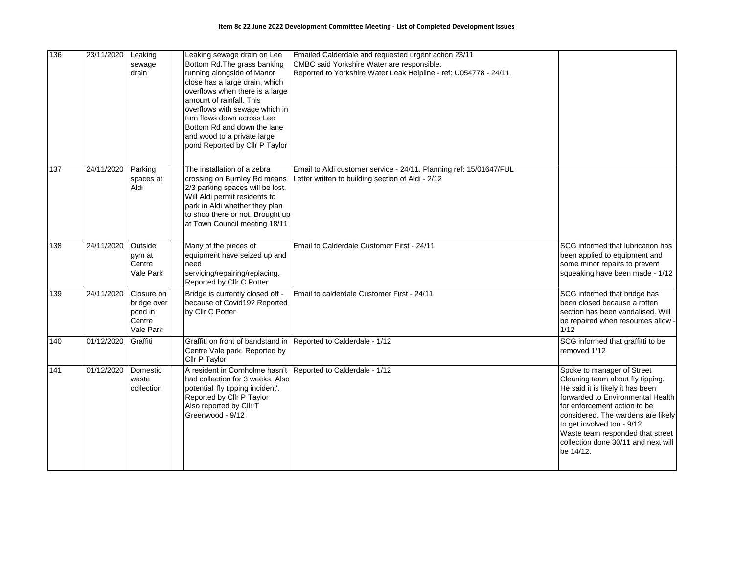**Item 8c 22 June 2022 Development Committee Meeting - List of Completed Development Issues**

| | | | | | | |
|---|---|---|---|---|---|---|
| 136 | 23/11/2020 | Leaking sewage drain | | Leaking sewage drain on Lee Bottom Rd.The grass banking running alongside of Manor close has a large drain, which overflows when there is a large amount of rainfall. This overflows with sewage which in turn flows down across Lee Bottom Rd and down the lane and wood to a private large pond Reported by Cllr P Taylor | Emailed Calderdale and requested urgent action 23/11<br>CMBC said Yorkshire Water are responsible.<br>Reported to Yorkshire Water Leak Helpline - ref: U054778 - 24/11 | |
| 137 | 24/11/2020 | Parking spaces at Aldi | | The installation of a zebra crossing on Burnley Rd means 2/3 parking spaces will be lost. Will Aldi permit residents to park in Aldi whether they plan to shop there or not. Brought up at Town Council meeting 18/11 | Email to Aldi customer service - 24/11. Planning ref: 15/01647/FUL<br>Letter written to building section of Aldi - 2/12 | |
| 138 | 24/11/2020 | Outside gym at Centre Vale Park | | Many of the pieces of equipment have seized up and need servicing/repairing/replacing. Reported by Cllr C Potter | Email to Calderdale Customer First - 24/11 | SCG informed that lubrication has been applied to equipment and some minor repairs to prevent squeaking have been made - 1/12 |
| 139 | 24/11/2020 | Closure on bridge over pond in Centre Vale Park | | Bridge is currently closed off - because of Covid19? Reported by Cllr C Potter | Email to calderdale Customer First - 24/11 | SCG informed that bridge has been closed because a rotten section has been vandalised. Will be repaired when resources allow - 1/12 |
| 140 | 01/12/2020 | Graffiti | | Graffiti on front of bandstand in Centre Vale park. Reported by Cllr P Taylor | Reported to Calderdale - 1/12 | SCG informed that graffitti to be removed 1/12 |
| 141 | 01/12/2020 | Domestic waste collection | | A resident in Cornholme hasn't had collection for 3 weeks. Also potential 'fly tipping incident'. Reported by Cllr P Taylor<br>Also reported by Cllr T Greenwood - 9/12 | Reported to Calderdale - 1/12 | Spoke to manager of Street Cleaning team about fly tipping. He said it is likely it has been forwarded to Environmental Health for enforcement action to be considered. The wardens are likely to get involved too - 9/12<br>Waste team responded that street collection done 30/11 and next will be 14/12. |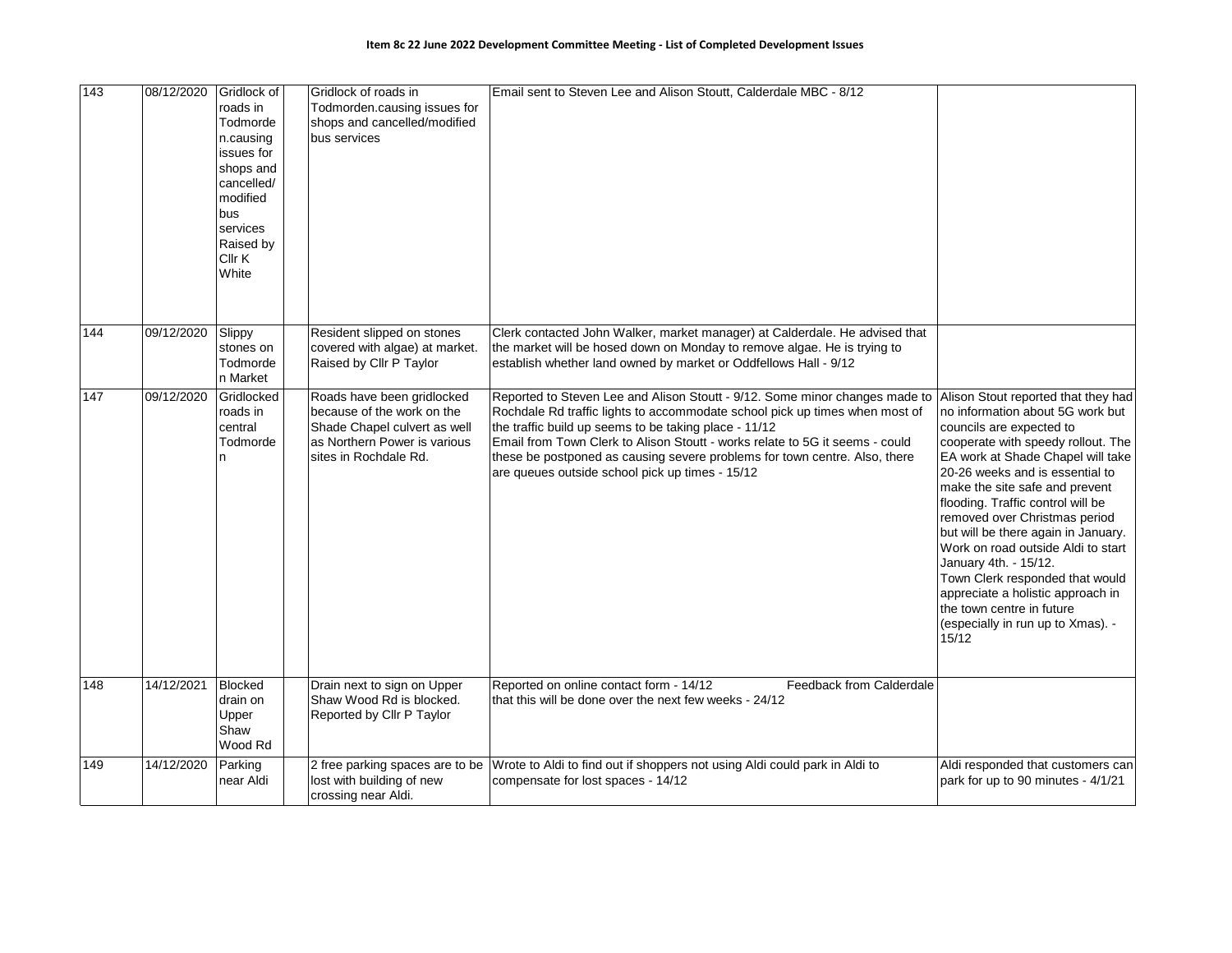**Item 8c 22 June 2022 Development Committee Meeting - List of Completed Development Issues**

| | | | | | | |
|---|---|---|---|---|---|---|
| 143 | 08/12/2020 | Gridlock of roads in Todmorden.causing issues for shops and cancelled/ modified bus services Raised by Cllr K White | | Gridlock of roads in Todmorden.causing issues for shops and cancelled/modified bus services | Email sent to Steven Lee and Alison Stoutt, Calderdale MBC - 8/12 | |
| 144 | 09/12/2020 | Slippy stones on Todmorden Market | | Resident slipped on stones covered with algae) at market. Raised by Cllr P Taylor | Clerk contacted John Walker, market manager) at Calderdale. He advised that the market will be hosed down on Monday to remove algae. He is trying to establish whether land owned by market or Oddfellows Hall - 9/12 | |
| 147 | 09/12/2020 | Gridlocked roads in central Todmorden | | Roads have been gridlocked because of the work on the Shade Chapel culvert as well as Northern Power is various sites in Rochdale Rd. | Reported to Steven Lee and Alison Stoutt - 9/12. Some minor changes made to Rochdale Rd traffic lights to accommodate school pick up times when most of the traffic build up seems to be taking place - 11/12<br>Email from Town Clerk to Alison Stoutt - works relate to 5G it seems - could these be postponed as causing severe problems for town centre. Also, there are queues outside school pick up times - 15/12 | Alison Stout reported that they had no information about 5G work but councils are expected to cooperate with speedy rollout. The EA work at Shade Chapel will take 20-26 weeks and is essential to make the site safe and prevent flooding. Traffic control will be removed over Christmas period but will be there again in January. Work on road outside Aldi to start January 4th. - 15/12.<br>Town Clerk responded that would appreciate a holistic approach in the town centre in future (especially in run up to Xmas). - 15/12 |
| 148 | 14/12/2021 | Blocked drain on Upper Shaw Wood Rd | | Drain next to sign on Upper Shaw Wood Rd is blocked. Reported by Cllr P Taylor | Reported on online contact form - 14/12 Feedback from Calderdale that this will be done over the next few weeks - 24/12 | |
| 149 | 14/12/2020 | Parking near Aldi | | 2 free parking spaces are to be lost with building of new crossing near Aldi. | Wrote to Aldi to find out if shoppers not using Aldi could park in Aldi to compensate for lost spaces - 14/12 | Aldi responded that customers can park for up to 90 minutes - 4/1/21 |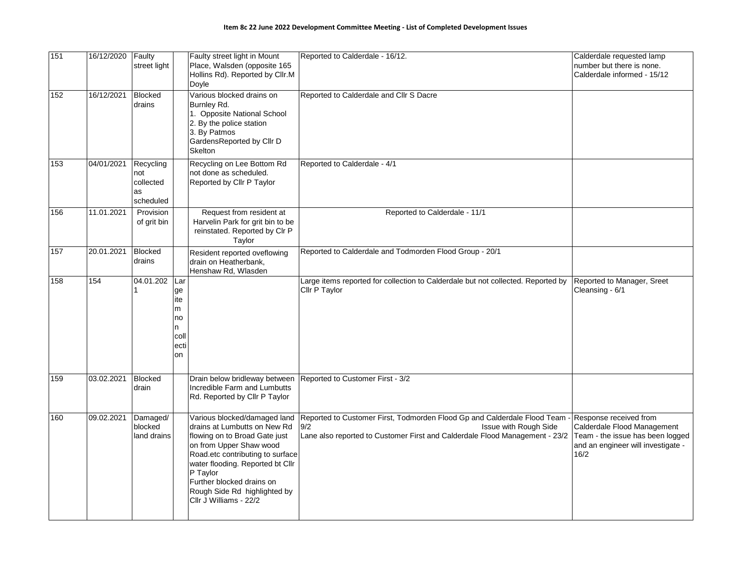**Item 8c 22 June 2022 Development Committee Meeting - List of Completed Development Issues**

| | | | | | | |
|---|---|---|---|---|---|---|
| 151 | 16/12/2020 | Faulty street light | | Faulty street light in Mount Place, Walsden (opposite 165 Hollins Rd). Reported by Cllr.M Doyle | Reported to Calderdale - 16/12. | Calderdale requested lamp number but there is none. Calderdale informed - 15/12 |
| 152 | 16/12/2021 | Blocked drains | | Various blocked drains on Burnley Rd.<br>1. Opposite National School<br>2. By the police station<br>3. By Patmos GardensReported by Cllr D Skelton | Reported to Calderdale and Cllr S Dacre | |
| 153 | 04/01/2021 | Recycling not collected as scheduled | | Recycling on Lee Bottom Rd not done as scheduled. Reported by Cllr P Taylor | Reported to Calderdale - 4/1 | |
| 156 | 11.01.2021 | Provision of grit bin | | Request from resident at Harvelin Park for grit bin to be reinstated. Reported by Clr P Taylor | Reported to Calderdale - 11/1 | |
| 157 | 20.01.2021 | Blocked drains | | Resident reported oveflowing drain on Heatherbank, Henshaw Rd, Wlasden | Reported to Calderdale and Todmorden Flood Group - 20/1 | |
| 158 | 154 | 04.01.2021 | Large item non collection | | Large items reported for collection to Calderdale but not collected. Reported by Cllr P Taylor | Reported to Manager, Sreet Cleansing - 6/1 |
| 159 | 03.02.2021 | Blocked drain | | Drain below bridleway between Incredible Farm and Lumbutts Rd. Reported by Cllr P Taylor | Reported to Customer First - 3/2 | |
| 160 | 09.02.2021 | Damaged/ blocked land drains | | Various blocked/damaged land drains at Lumbutts on New Rd flowing on to Broad Gate just on from Upper Shaw wood Road.etc contributing to surface water flooding. Reported bt Cllr P Taylor<br>Further blocked drains on Rough Side Rd highlighted by Cllr J Williams - 22/2 | Reported to Customer First, Todmorden Flood Gp and Calderdale Flood Team - 9/2 Issue with Rough Side Lane also reported to Customer First and Calderdale Flood Management - 23/2 | Response received from Calderdale Flood Management Team - the issue has been logged and an engineer will investigate - 16/2 |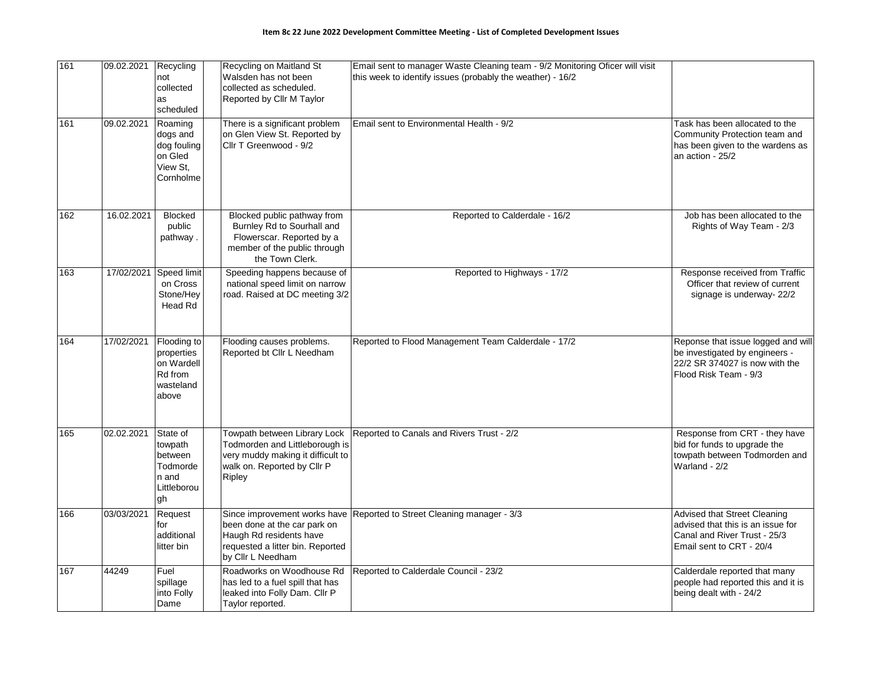**Item 8c 22 June 2022 Development Committee Meeting - List of Completed Development Issues**

| | | | | | | |
|---|---|---|---|---|---|---|
| 161 | 09.02.2021 | Recycling not collected as scheduled | | Recycling on Maitland St Walsden has not been collected as scheduled. Reported by Cllr M Taylor | Email sent to manager Waste Cleaning team - 9/2 Monitoring Oficer will visit this week to identify issues (probably the weather) - 16/2 | |
| 161 | 09.02.2021 | Roaming dogs and dog fouling on Gled View St, Cornholme | | There is a significant problem on Glen View St. Reported by Cllr T Greenwood - 9/2 | Email sent to Environmental Health - 9/2 | Task has been allocated to the Community Protection team and has been given to the wardens as an action - 25/2 |
| 162 | 16.02.2021 | Blocked public pathway . | | Blocked public pathway from Burnley Rd to Sourhall and Flowerscar. Reported by a member of the public through the Town Clerk. | Reported to Calderdale - 16/2 | Job has been allocated to the Rights of Way Team - 2/3 |
| 163 | 17/02/2021 | Speed limit on Cross Stone/Hey Head Rd | | Speeding happens because of national speed limit on narrow road. Raised at DC meeting 3/2 | Reported to Highways - 17/2 | Response received from Traffic Officer that review of current signage is underway- 22/2 |
| 164 | 17/02/2021 | Flooding to properties on Wardell Rd from wasteland above | | Flooding causes problems. Reported bt Cllr L Needham | Reported to Flood Management Team Calderdale - 17/2 | Reponse that issue logged and will be investigated by engineers - 22/2 SR 374027 is now with the Flood Risk Team - 9/3 |
| 165 | 02.02.2021 | State of towpath between Todmorden and Littleborough | | Towpath between Library Lock Todmorden and Littleborough is very muddy making it difficult to walk on. Reported by Cllr P Ripley | Reported to Canals and Rivers Trust - 2/2 | Response from CRT - they have bid for funds to upgrade the towpath between Todmorden and Warland - 2/2 |
| 166 | 03/03/2021 | Request for additional litter bin | | Since improvement works have been done at the car park on Haugh Rd residents have requested a litter bin. Reported by Cllr L Needham | Reported to Street Cleaning manager - 3/3 | Advised that Street Cleaning advised that this is an issue for Canal and River Trust - 25/3 Email sent to CRT - 20/4 |
| 167 | 44249 | Fuel spillage into Folly Dame | | Roadworks on Woodhouse Rd has led to a fuel spill that has leaked into Folly Dam. Cllr P Taylor reported. | Reported to Calderdale Council - 23/2 | Calderdale reported that many people had reported this and it is being dealt with - 24/2 |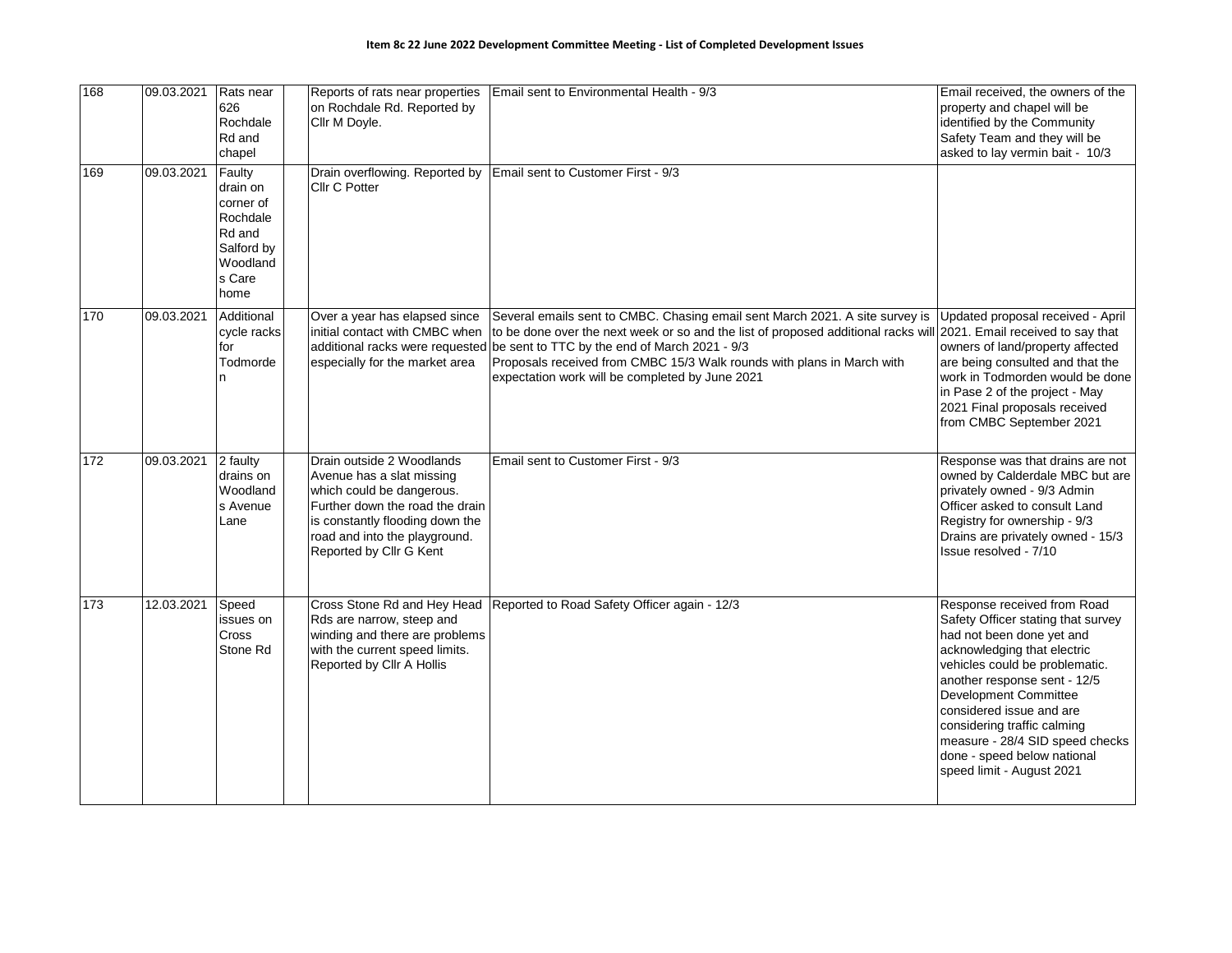**Item 8c 22 June 2022 Development Committee Meeting - List of Completed Development Issues**

| | | | | | | |
|---|---|---|---|---|---|---|
| 168 | 09.03.2021 | Rats near 626 Rochdale Rd and chapel | | Reports of rats near properties on Rochdale Rd. Reported by Cllr M Doyle. | Email sent to Environmental Health - 9/3 | Email received, the owners of the property and chapel will be identified by the Community Safety Team and they will be asked to lay vermin bait - 10/3 |
| 169 | 09.03.2021 | Faulty drain on corner of Rochdale Rd and Salford by Woodlands Care home | | Drain overflowing. Reported by Cllr C Potter | Email sent to Customer First - 9/3 | |
| 170 | 09.03.2021 | Additional cycle racks for Todmorden | | Over a year has elapsed since initial contact with CMBC when additional racks were requested especially for the market area | Several emails sent to CMBC. Chasing email sent March 2021. A site survey is to be done over the next week or so and the list of proposed additional racks will be sent to TTC by the end of March 2021 - 9/3<br>Proposals received from CMBC 15/3 Walk rounds with plans in March with expectation work will be completed by June 2021 | Updated proposal received - April 2021. Email received to say that owners of land/property affected are being consulted and that the work in Todmorden would be done in Pase 2 of the project - May 2021 Final proposals received from CMBC September 2021 |
| 172 | 09.03.2021 | 2 faulty drains on Woodlands Avenue Lane | | Drain outside 2 Woodlands Avenue has a slat missing which could be dangerous. Further down the road the drain is constantly flooding down the road and into the playground. Reported by Cllr G Kent | Email sent to Customer First - 9/3 | Response was that drains are not owned by Calderdale MBC but are privately owned - 9/3 Admin Officer asked to consult Land Registry for ownership - 9/3 Drains are privately owned - 15/3 Issue resolved - 7/10 |
| 173 | 12.03.2021 | Speed issues on Cross Stone Rd | | Cross Stone Rd and Hey Head Rds are narrow, steep and winding and there are problems with the current speed limits. Reported by Cllr A Hollis | Reported to Road Safety Officer again - 12/3 | Response received from Road Safety Officer stating that survey had not been done yet and acknowledging that electric vehicles could be problematic. another response sent - 12/5 Development Committee considered issue and are considering traffic calming measure - 28/4 SID speed checks done - speed below national speed limit - August 2021 |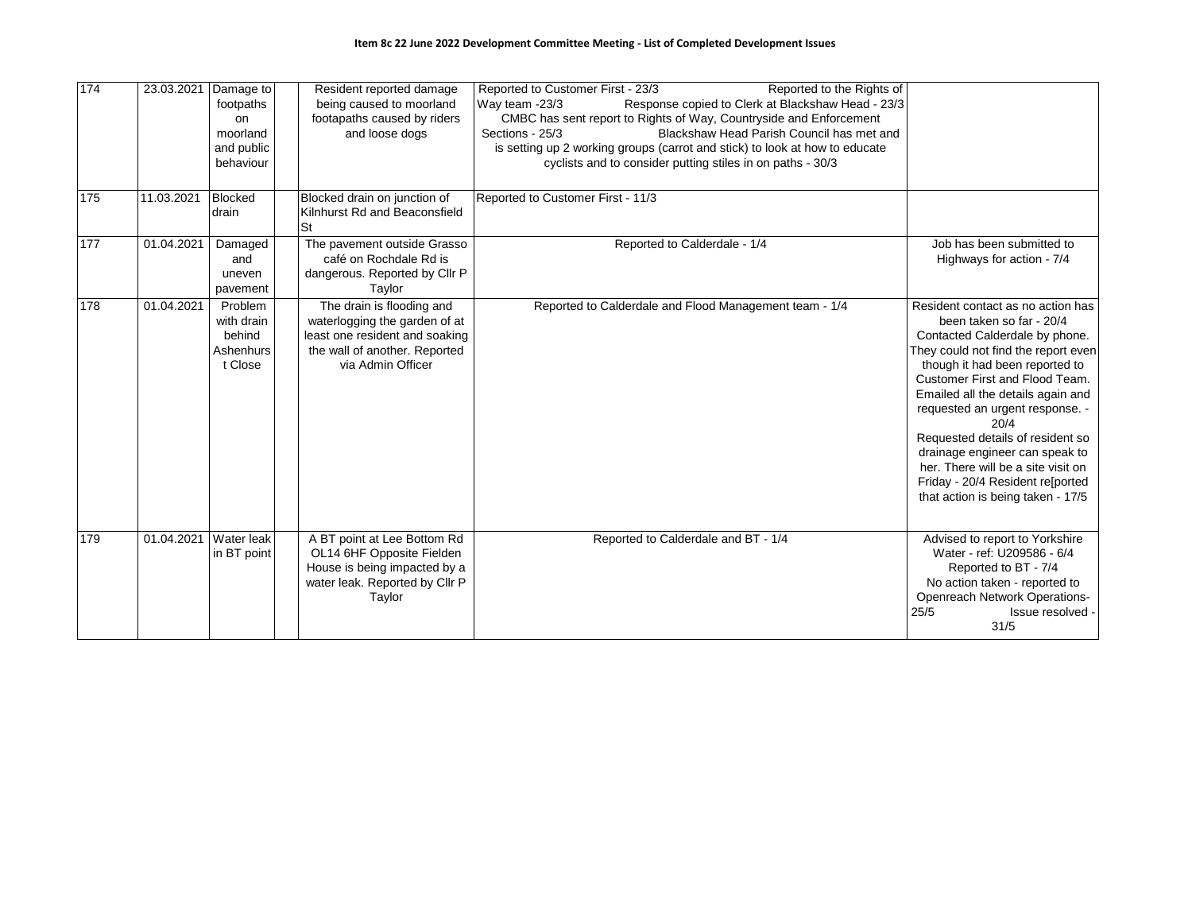**Item 8c 22 June 2022 Development Committee Meeting - List of Completed Development Issues**

| | | | | | | |
|---|---|---|---|---|---|---|
| 174 | 23.03.2021 | Damage to footpaths on moorland and public behaviour | | Resident reported damage being caused to moorland footapaths caused by riders and loose dogs | Reported to Customer First - 23/3 Reported to the Rights of Way team -23/3 Response copied to Clerk at Blackshaw Head - 23/3 CMBC has sent report to Rights of Way, Countryside and Enforcement Sections - 25/3 Blackshaw Head Parish Council has met and is setting up 2 working groups (carrot and stick) to look at how to educate cyclists and to consider putting stiles in on paths - 30/3 | |
| 175 | 11.03.2021 | Blocked drain | | Blocked drain on junction of Kilnhurst Rd and Beaconsfield St | Reported to Customer First - 11/3 | |
| 177 | 01.04.2021 | Damaged and uneven pavement | | The pavement outside Grasso café on Rochdale Rd is dangerous. Reported by Cllr P Taylor | Reported to Calderdale - 1/4 | Job has been submitted to Highways for action - 7/4 |
| 178 | 01.04.2021 | Problem with drain behind Ashenhurst Close | | The drain is flooding and waterlogging the garden of at least one resident and soaking the wall of another. Reported via Admin Officer | Reported to Calderdale and Flood Management team - 1/4 | Resident contact as no action has been taken so far - 20/4 Contacted Calderdale by phone. They could not find the report even though it had been reported to Customer First and Flood Team. Emailed all the details again and requested an urgent response. - 20/4 Requested details of resident so drainage engineer can speak to her. There will be a site visit on Friday - 20/4 Resident re[ported that action is being taken - 17/5 |
| 179 | 01.04.2021 | Water leak in BT point | | A BT point at Lee Bottom Rd OL14 6HF Opposite Fielden House is being impacted by a water leak. Reported by Cllr P Taylor | Reported to Calderdale and BT - 1/4 | Advised to report to Yorkshire Water - ref: U209586 - 6/4 Reported to BT - 7/4 No action taken - reported to Openreach Network Operations-25/5 Issue resolved - 31/5 |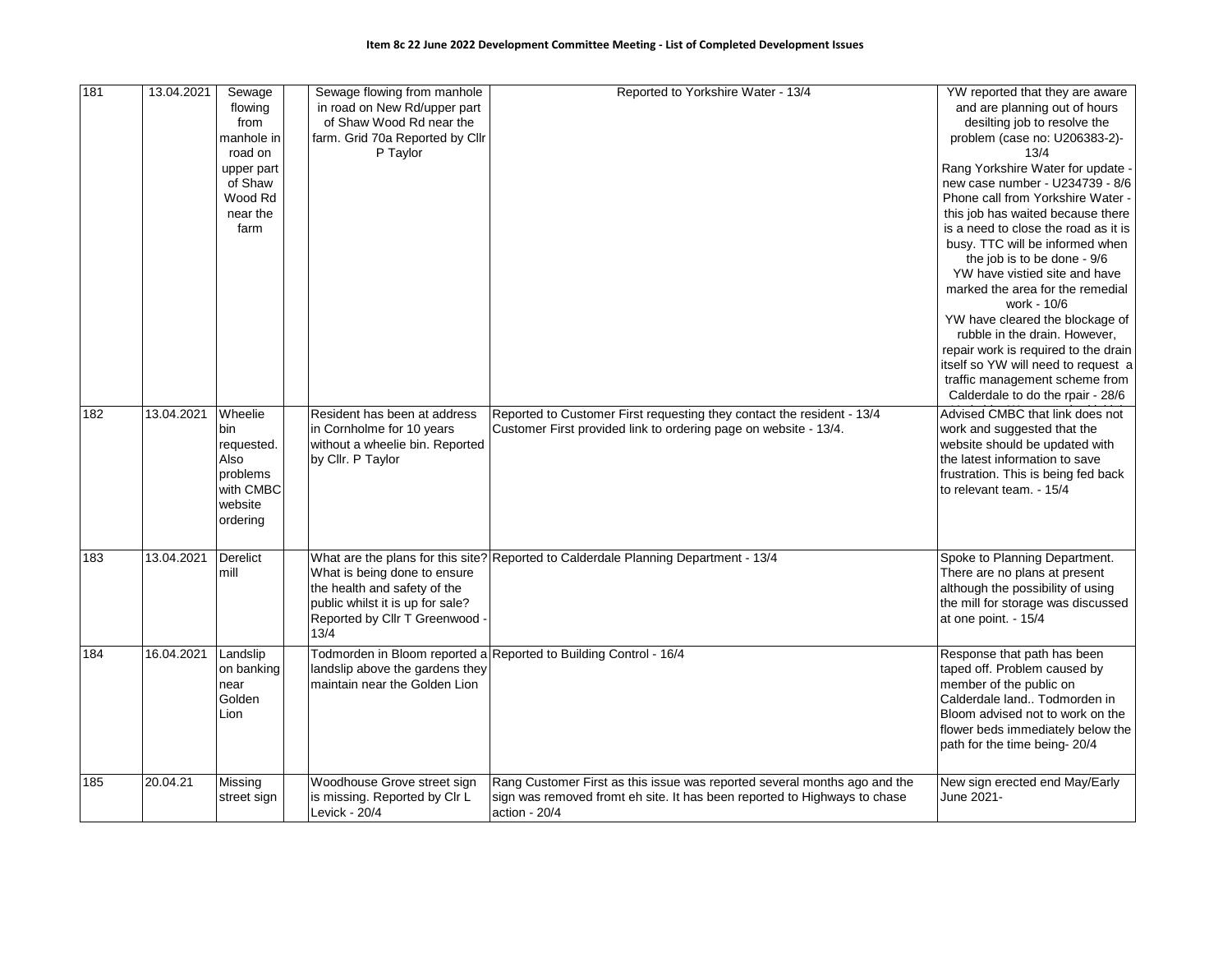**Item 8c 22 June 2022 Development Committee Meeting - List of Completed Development Issues**

| | | | | | | |
|---|---|---|---|---|---|---|
| 181 | 13.04.2021 | Sewage flowing from manhole in road on upper part of Shaw Wood Rd near the farm | | Sewage flowing from manhole in road on New Rd/upper part of Shaw Wood Rd near the farm. Grid 70a Reported by Cllr P Taylor | Reported to Yorkshire Water - 13/4 | YW reported that they are aware and are planning out of hours desilting job to resolve the problem (case no: U206383-2)- 13/4<br>Rang Yorkshire Water for update - new case number - U234739 - 8/6<br>Phone call from Yorkshire Water - this job has waited because there is a need to close the road as it is busy. TTC will be informed when the job is to be done - 9/6<br>YW have vistied site and have marked the area for the remedial work - 10/6<br>YW have cleared the blockage of rubble in the drain. However, repair work is required to the drain itself so YW will need to request a traffic management scheme from Calderdale to do the rpair - 28/6 |
| 182 | 13.04.2021 | Wheelie bin requested. Also problems with CMBC website ordering | | Resident has been at address in Cornholme for 10 years without a wheelie bin. Reported by Cllr. P Taylor | Reported to Customer First requesting they contact the resident - 13/4<br>Customer First provided link to ordering page on website - 13/4. | Advised CMBC that link does not work and suggested that the website should be updated with the latest information to save frustration. This is being fed back to relevant team. - 15/4 |
| 183 | 13.04.2021 | Derelict mill | | What are the plans for this site? What is being done to ensure the health and safety of the public whilst it is up for sale? Reported by Cllr T Greenwood - 13/4 | Reported to Calderdale Planning Department - 13/4 | Spoke to Planning Department. There are no plans at present although the possibility of using the mill for storage was discussed at one point. - 15/4 |
| 184 | 16.04.2021 | Landslip on banking near Golden Lion | | Todmorden in Bloom reported a landslip above the gardens they maintain near the Golden Lion | Reported to Building Control - 16/4 | Response that path has been taped off. Problem caused by member of the public on Calderdale land.. Todmorden in Bloom advised not to work on the flower beds immediately below the path for the time being- 20/4 |
| 185 | 20.04.21 | Missing street sign | | Woodhouse Grove street sign is missing. Reported by Clr L Levick - 20/4 | Rang Customer First as this issue was reported several months ago and the sign was removed fromt eh site. It has been reported to Highways to chase action - 20/4 | New sign erected end May/Early June 2021- |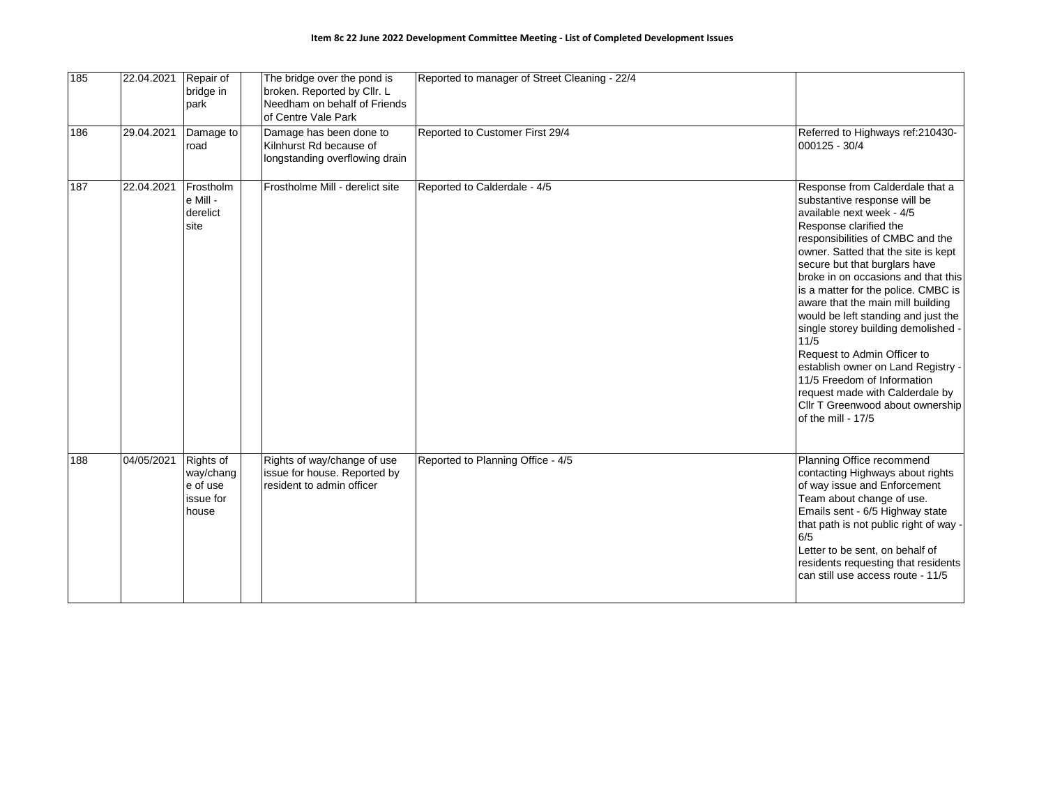**Item 8c 22 June 2022 Development Committee Meeting - List of Completed Development Issues**

| | | | | | | |
|---|---|---|---|---|---|---|
| 185 | 22.04.2021 | Repair of bridge in park | | The bridge over the pond is broken. Reported by Cllr. L Needham on behalf of Friends of Centre Vale Park | Reported to manager of Street Cleaning - 22/4 | |
| 186 | 29.04.2021 | Damage to road | | Damage has been done to Kilnhurst Rd because of longstanding overflowing drain | Reported to Customer First 29/4 | Referred to Highways ref:210430-000125 - 30/4 |
| 187 | 22.04.2021 | Frostholme Mill - derelict site | | Frostholme Mill - derelict site | Reported to Calderdale - 4/5 | Response from Calderdale that a substantive response will be available next week - 4/5<br>Response clarified the responsibilities of CMBC and the owner. Satted that the site is kept secure but that burglars have broke in on occasions and that this is a matter for the police. CMBC is aware that the main mill building would be left standing and just the single storey building demolished - 11/5<br>Request to Admin Officer to establish owner on Land Registry - 11/5 Freedom of Information request made with Calderdale by Cllr T Greenwood about ownership of the mill - 17/5 |
| 188 | 04/05/2021 | Rights of way/change of use issue for house | | Rights of way/change of use issue for house. Reported by resident to admin officer | Reported to Planning Office - 4/5 | Planning Office recommend contacting Highways about rights of way issue and Enforcement Team about change of use. Emails sent - 6/5 Highway state that path is not public right of way - 6/5<br>Letter to be sent, on behalf of residents requesting that residents can still use access route - 11/5 |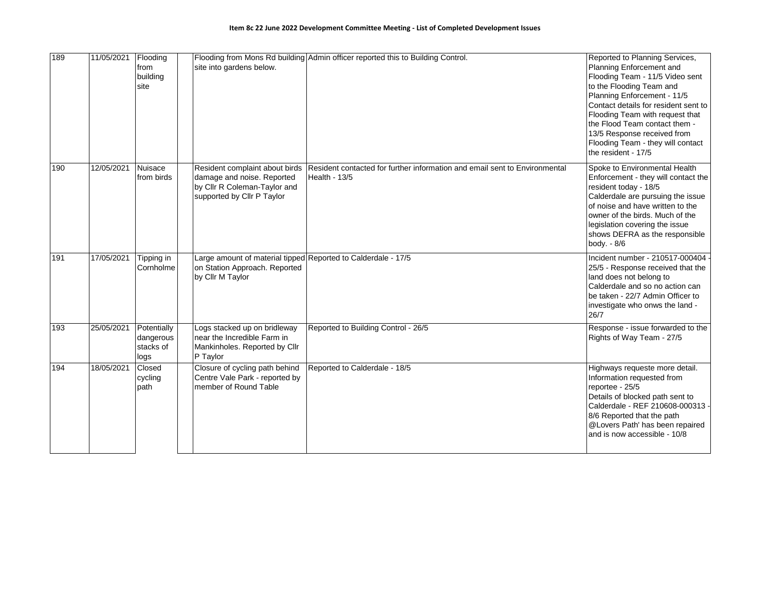**Item 8c 22 June 2022 Development Committee Meeting - List of Completed Development Issues**

| | | | | | | |
|---|---|---|---|---|---|---|
| 189 | 11/05/2021 | Flooding from building site | | Flooding from Mons Rd building site into gardens below. | Admin officer reported this to Building Control. | Reported to Planning Services, Planning Enforcement and Flooding Team - 11/5 Video sent to the Flooding Team and Planning Enforcement - 11/5 Contact details for resident sent to Flooding Team with request that the Flood Team contact them - 13/5 Response received from Flooding Team - they will contact the resident - 17/5 |
| 190 | 12/05/2021 | Nuisace from birds | | Resident complaint about birds damage and noise. Reported by Cllr R Coleman-Taylor and supported by Cllr P Taylor | Resident contacted for further information and email sent to Environmental Health - 13/5 | Spoke to Environmental Health Enforcement - they will contact the resident today - 18/5 Calderdale are pursuing the issue of noise and have written to the owner of the birds. Much of the legislation covering the issue shows DEFRA as the responsible body. - 8/6 |
| 191 | 17/05/2021 | Tipping in Cornholme | | Large amount of material tipped on Station Approach. Reported by Cllr M Taylor | Reported to Calderdale - 17/5 | Incident number - 210517-000404 - 25/5 - Response received that the land does not belong to Calderdale and so no action can be taken - 22/7 Admin Officer to investigate who onws the land - 26/7 |
| 193 | 25/05/2021 | Potentially dangerous stacks of logs | | Logs stacked up on bridleway near the Incredible Farm in Mankinholes. Reported by Cllr P Taylor | Reported to Building Control - 26/5 | Response - issue forwarded to the Rights of Way Team - 27/5 |
| 194 | 18/05/2021 | Closed cycling path | | Closure of cycling path behind Centre Vale Park - reported by member of Round Table | Reported to Calderdale - 18/5 | Highways requeste more detail. Information requested from reportee - 25/5 Details of blocked path sent to Calderdale - REF 210608-000313 - 8/6 Reported that the path @Lovers Path' has been repaired and is now accessible - 10/8 |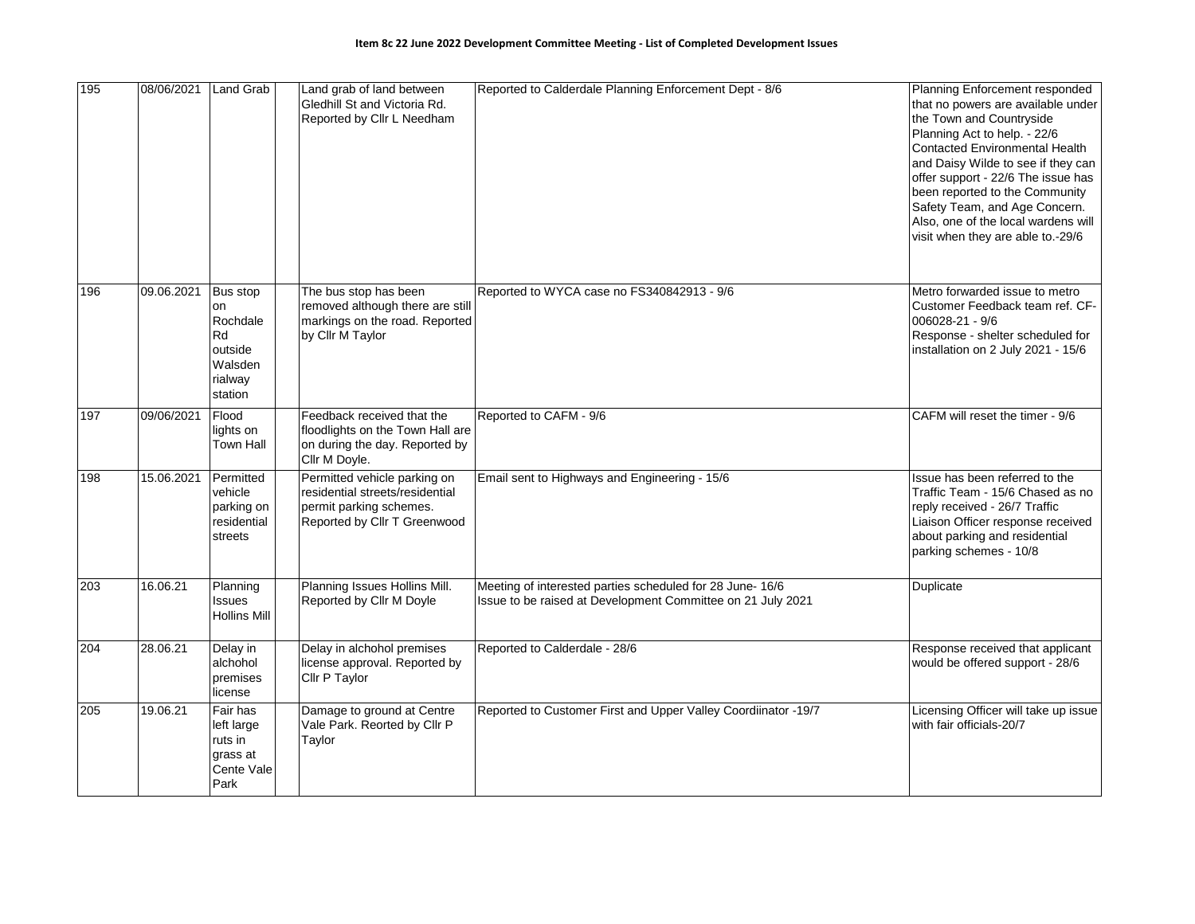**Item 8c 22 June 2022 Development Committee Meeting - List of Completed Development Issues**

| | | | | | | |
|---|---|---|---|---|---|---|
| 195 | 08/06/2021 | Land Grab | | Land grab of land between Gledhill St and Victoria Rd. Reported by Cllr L Needham | Reported to Calderdale Planning Enforcement Dept - 8/6 | Planning Enforcement responded that no powers are available under the Town and Countryside Planning Act to help. - 22/6 Contacted Environmental Health and Daisy Wilde to see if they can offer support - 22/6 The issue has been reported to the Community Safety Team, and Age Concern. Also, one of the local wardens will visit when they are able to.-29/6 |
| 196 | 09.06.2021 | Bus stop on Rochdale Rd outside Walsden rialway station | | The bus stop has been removed although there are still markings on the road. Reported by Cllr M Taylor | Reported to WYCA case no FS340842913 - 9/6 | Metro forwarded issue to metro Customer Feedback team ref. CF-006028-21 - 9/6 Response - shelter scheduled for installation on 2 July 2021 - 15/6 |
| 197 | 09/06/2021 | Flood lights on Town Hall | | Feedback received that the floodlights on the Town Hall are on during the day. Reported by Cllr M Doyle. | Reported to CAFM - 9/6 | CAFM will reset the timer - 9/6 |
| 198 | 15.06.2021 | Permitted vehicle parking on residential streets | | Permitted vehicle parking on residential streets/residential permit parking schemes. Reported by Cllr T Greenwood | Email sent to Highways and Engineering - 15/6 | Issue has been referred to the Traffic Team - 15/6 Chased as no reply received - 26/7 Traffic Liaison Officer response received about parking and residential parking schemes - 10/8 |
| 203 | 16.06.21 | Planning Issues Hollins Mill | | Planning Issues Hollins Mill. Reported by Cllr M Doyle | Meeting of interested parties scheduled for 28 June- 16/6 Issue to be raised at Development Committee on 21 July 2021 | Duplicate |
| 204 | 28.06.21 | Delay in alchohol premises license | | Delay in alchohol premises license approval. Reported by Cllr P Taylor | Reported to Calderdale - 28/6 | Response received that applicant would be offered support - 28/6 |
| 205 | 19.06.21 | Fair has left large ruts in grass at Cente Vale Park | | Damage to ground at Centre Vale Park. Reorted by Cllr P Taylor | Reported to Customer First and Upper Valley Coordiinator -19/7 | Licensing Officer will take up issue with fair officials-20/7 |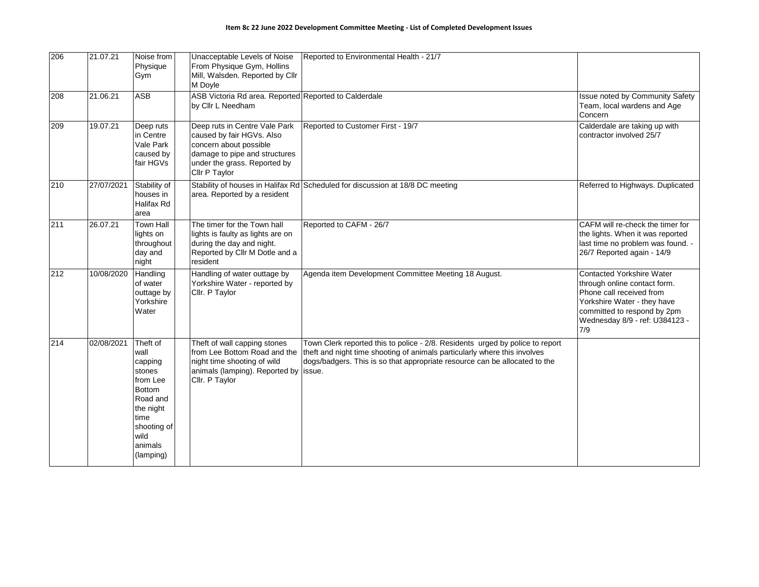**Item 8c 22 June 2022 Development Committee Meeting - List of Completed Development Issues**

| | | | | | | |
|---|---|---|---|---|---|---|
| 206 | 21.07.21 | Noise from Physique Gym | | Unacceptable Levels of Noise From Physique Gym, Hollins Mill, Walsden. Reported by Cllr M Doyle | Reported to Environmental Health - 21/7 | |
| 208 | 21.06.21 | ASB | | ASB Victoria Rd area. Reported by Cllr L Needham | Reported to Calderdale | Issue noted by Community Safety Team, local wardens and Age Concern |
| 209 | 19.07.21 | Deep ruts in Centre Vale Park caused by fair HGVs | | Deep ruts in Centre Vale Park caused by fair HGVs. Also concern about possible damage to pipe and structures under the grass. Reported by Cllr P Taylor | Reported to Customer First - 19/7 | Calderdale are taking up with contractor involved 25/7 |
| 210 | 27/07/2021 | Stability of houses in Halifax Rd area | | Stability of houses in Halifax Rd area. Reported by a resident | Scheduled for discussion at 18/8 DC meeting | Referred to Highways. Duplicated |
| 211 | 26.07.21 | Town Hall lights on throughout day and night | | The timer for the Town hall lights is faulty as lights are on during the day and night. Reported by Cllr M Dotle and a resident | Reported to CAFM - 26/7 | CAFM will re-check the timer for the lights. When it was reported last time no problem was found. - 26/7 Reported again - 14/9 |
| 212 | 10/08/2020 | Handling of water outtage by Yorkshire Water | | Handling of water outtage by Yorkshire Water - reported by Cllr. P Taylor | Agenda item Development Committee Meeting 18 August. | Contacted Yorkshire Water through online contact form. Phone call received from Yorkshire Water - they have committed to respond by 2pm Wednesday 8/9 - ref: U384123 - 7/9 |
| 214 | 02/08/2021 | Theft of wall capping stones from Lee Bottom Road and the night time shooting of wild animals (lamping) | | Theft of wall capping stones from Lee Bottom Road and the night time shooting of wild animals (lamping). Reported by Cllr. P Taylor | Town Clerk reported this to police - 2/8. Residents urged by police to report theft and night time shooting of animals particularly where this involves dogs/badgers. This is so that appropriate resource can be allocated to the issue. | |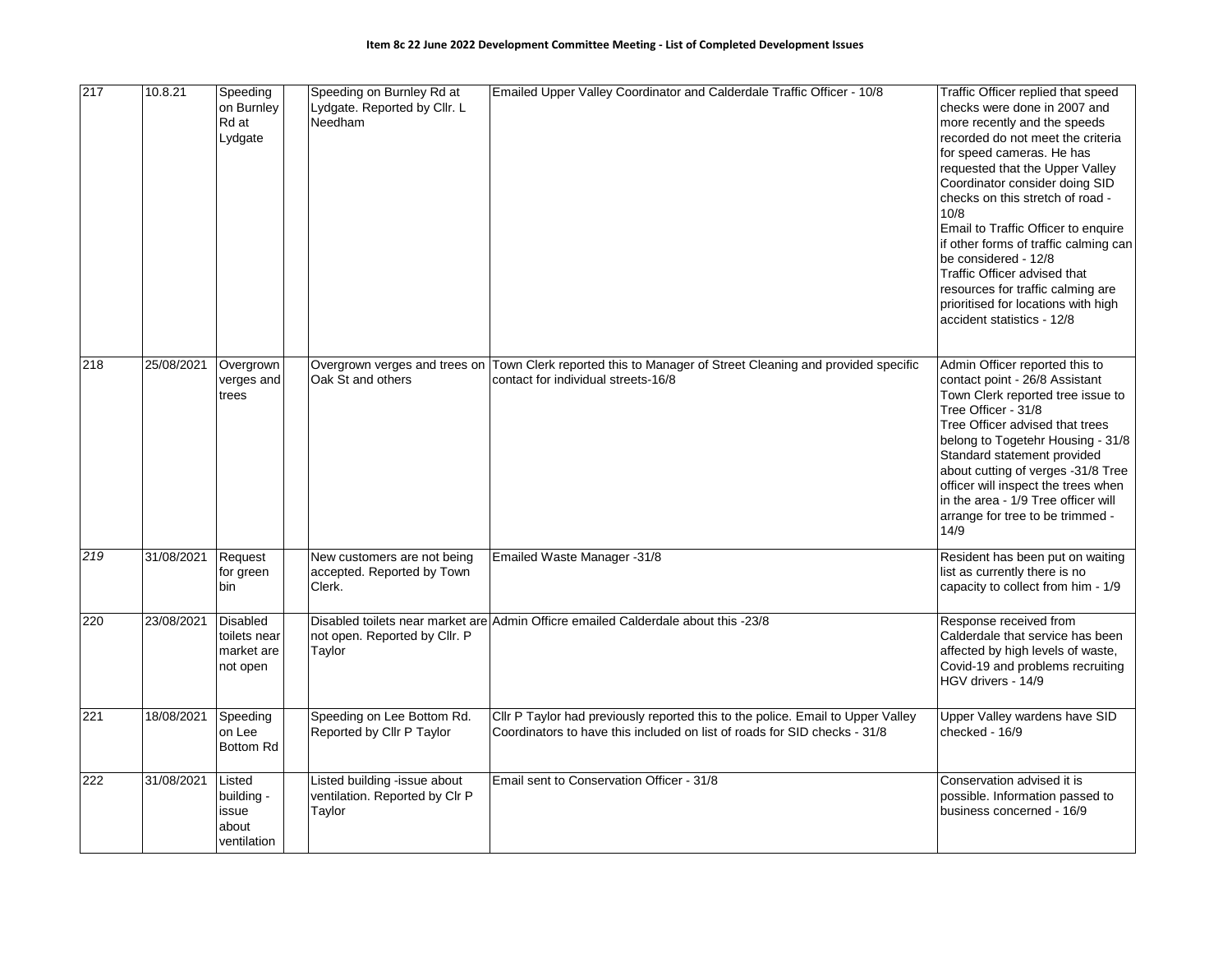**Item 8c 22 June 2022 Development Committee Meeting - List of Completed Development Issues**

| | | | | | | |
|---|---|---|---|---|---|---|
| 217 | 10.8.21 | Speeding on Burnley Rd at Lydgate | | Speeding on Burnley Rd at Lydgate. Reported by Cllr. L Needham | Emailed Upper Valley Coordinator and Calderdale Traffic Officer - 10/8 | Traffic Officer replied that speed checks were done in 2007 and more recently and the speeds recorded do not meet the criteria for speed cameras. He has requested that the Upper Valley Coordinator consider doing SID checks on this stretch of road - 10/8<br>Email to Traffic Officer to enquire if other forms of traffic calming can be considered - 12/8<br>Traffic Officer advised that resources for traffic calming are prioritised for locations with high accident statistics - 12/8 |
| 218 | 25/08/2021 | Overgrown verges and trees | | Overgrown verges and trees on Oak St and others | Town Clerk reported this to Manager of Street Cleaning and provided specific contact for individual streets-16/8 | Admin Officer reported this to contact point - 26/8 Assistant Town Clerk reported tree issue to Tree Officer - 31/8<br>Tree Officer advised that trees belong to Togetehr Housing - 31/8 Standard statement provided about cutting of verges -31/8 Tree officer will inspect the trees when in the area - 1/9 Tree officer will arrange for tree to be trimmed - 14/9 |
| *219* | 31/08/2021 | Request for green bin | | New customers are not being accepted. Reported by Town Clerk. | Emailed Waste Manager -31/8 | Resident has been put on waiting list as currently there is no capacity to collect from him - 1/9 |
| 220 | 23/08/2021 | Disabled toilets near market are not open | | Disabled toilets near market are not open. Reported by Cllr. P Taylor | Admin Officre emailed Calderdale about this -23/8 | Response received from Calderdale that service has been affected by high levels of waste, Covid-19 and problems recruiting HGV drivers - 14/9 |
| 221 | 18/08/2021 | Speeding on Lee Bottom Rd | | Speeding on Lee Bottom Rd. Reported by Cllr P Taylor | Cllr P Taylor had previously reported this to the police. Email to Upper Valley Coordinators to have this included on list of roads for SID checks - 31/8 | Upper Valley wardens have SID checked - 16/9 |
| 222 | 31/08/2021 | Listed building - issue about ventilation | | Listed building -issue about ventilation. Reported by Clr P Taylor | Email sent to Conservation Officer - 31/8 | Conservation advised it is possible. Information passed to business concerned - 16/9 |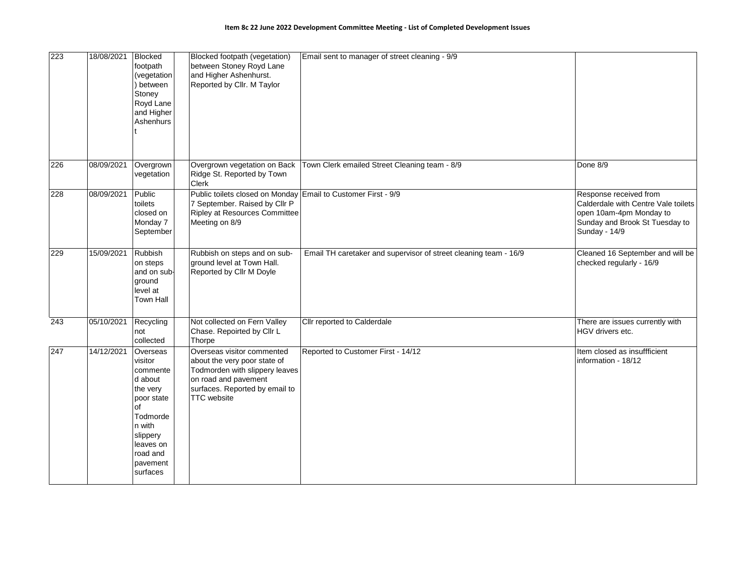**Item 8c 22 June 2022 Development Committee Meeting - List of Completed Development Issues**

| | | | | | | |
|---|---|---|---|---|---|---|
| 223 | 18/08/2021 | Blocked footpath (vegetation) between Stoney Royd Lane and Higher Ashenhurst | | Blocked footpath (vegetation) between Stoney Royd Lane and Higher Ashenhurst. Reported by Cllr. M Taylor | Email sent to manager of street cleaning - 9/9 | |
| 226 | 08/09/2021 | Overgrown vegetation | | Overgrown vegetation on Back Ridge St. Reported by Town Clerk | Town Clerk emailed Street Cleaning team - 8/9 | Done 8/9 |
| 228 | 08/09/2021 | Public toilets closed on Monday 7 September | | Public toilets closed on Monday 7 September. Raised by Cllr P Ripley at Resources Committee Meeting on 8/9 | Email to Customer First - 9/9 | Response received from Calderdale with Centre Vale toilets open 10am-4pm Monday to Sunday and Brook St Tuesday to Sunday - 14/9 |
| 229 | 15/09/2021 | Rubbish on steps and on sub-ground level at Town Hall | | Rubbish on steps and on sub-ground level at Town Hall. Reported by Cllr M Doyle | Email TH caretaker and supervisor of street cleaning team - 16/9 | Cleaned 16 September and will be checked regularly - 16/9 |
| 243 | 05/10/2021 | Recycling not collected | | Not collected on Fern Valley Chase. Repoirted by Cllr L Thorpe | Cllr reported to Calderdale | There are issues currently with HGV drivers etc. |
| 247 | 14/12/2021 | Overseas visitor commented about the very poor state of Todmorden with slippery leaves on road and pavement surfaces | | Overseas visitor commented about the very poor state of Todmorden with slippery leaves on road and pavement surfaces. Reported by email to TTC website | Reported to Customer First - 14/12 | Item closed as insuffficient information - 18/12 |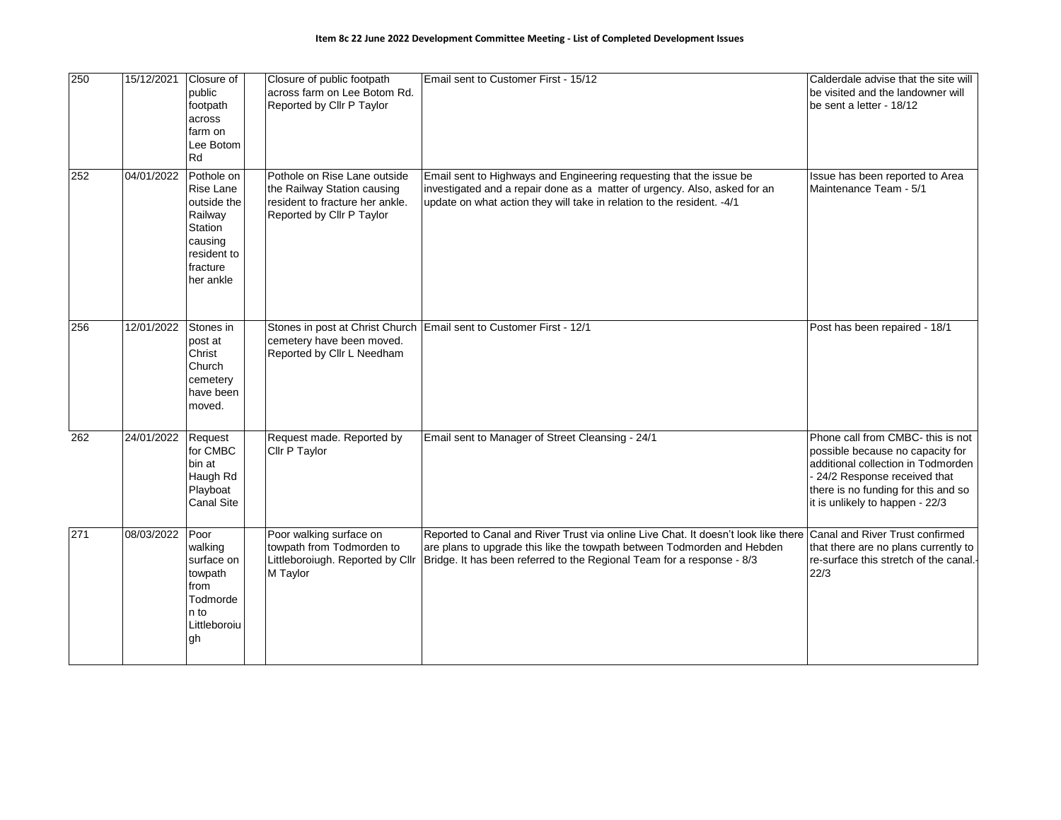**Item 8c 22 June 2022 Development Committee Meeting - List of Completed Development Issues**

| | | | | | | |
|---|---|---|---|---|---|---|
| 250 | 15/12/2021 | Closure of public footpath across farm on Lee Botom Rd | | Closure of public footpath across farm on Lee Botom Rd. Reported by Cllr P Taylor | Email sent to Customer First - 15/12 | Calderdale advise that the site will be visited and the landowner will be sent a letter - 18/12 |
| 252 | 04/01/2022 | Pothole on Rise Lane outside the Railway Station causing resident to fracture her ankle | | Pothole on Rise Lane outside the Railway Station causing resident to fracture her ankle. Reported by Cllr P Taylor | Email sent to Highways and Engineering requesting that the issue be investigated and a repair done as a matter of urgency. Also, asked for an update on what action they will take in relation to the resident. -4/1 | Issue has been reported to Area Maintenance Team - 5/1 |
| 256 | 12/01/2022 | Stones in post at Christ Church cemetery have been moved. | | Stones in post at Christ Church cemetery have been moved. Reported by Cllr L Needham | Email sent to Customer First - 12/1 | Post has been repaired - 18/1 |
| 262 | 24/01/2022 | Request for CMBC bin at Haugh Rd Playboat Canal Site | | Request made. Reported by Cllr P Taylor | Email sent to Manager of Street Cleansing - 24/1 | Phone call from CMBC- this is not possible because no capacity for additional collection in Todmorden - 24/2 Response received that there is no funding for this and so it is unlikely to happen - 22/3 |
| 271 | 08/03/2022 | Poor walking surface on towpath from Todmorden to Littleboroiugh | | Poor walking surface on towpath from Todmorden to Littleboroiugh. Reported by Cllr M Taylor | Reported to Canal and River Trust via online Live Chat. It doesn't look like there are plans to upgrade this like the towpath between Todmorden and Hebden Bridge. It has been referred to the Regional Team for a response - 8/3 | Canal and River Trust confirmed that there are no plans currently to re-surface this stretch of the canal.- 22/3 |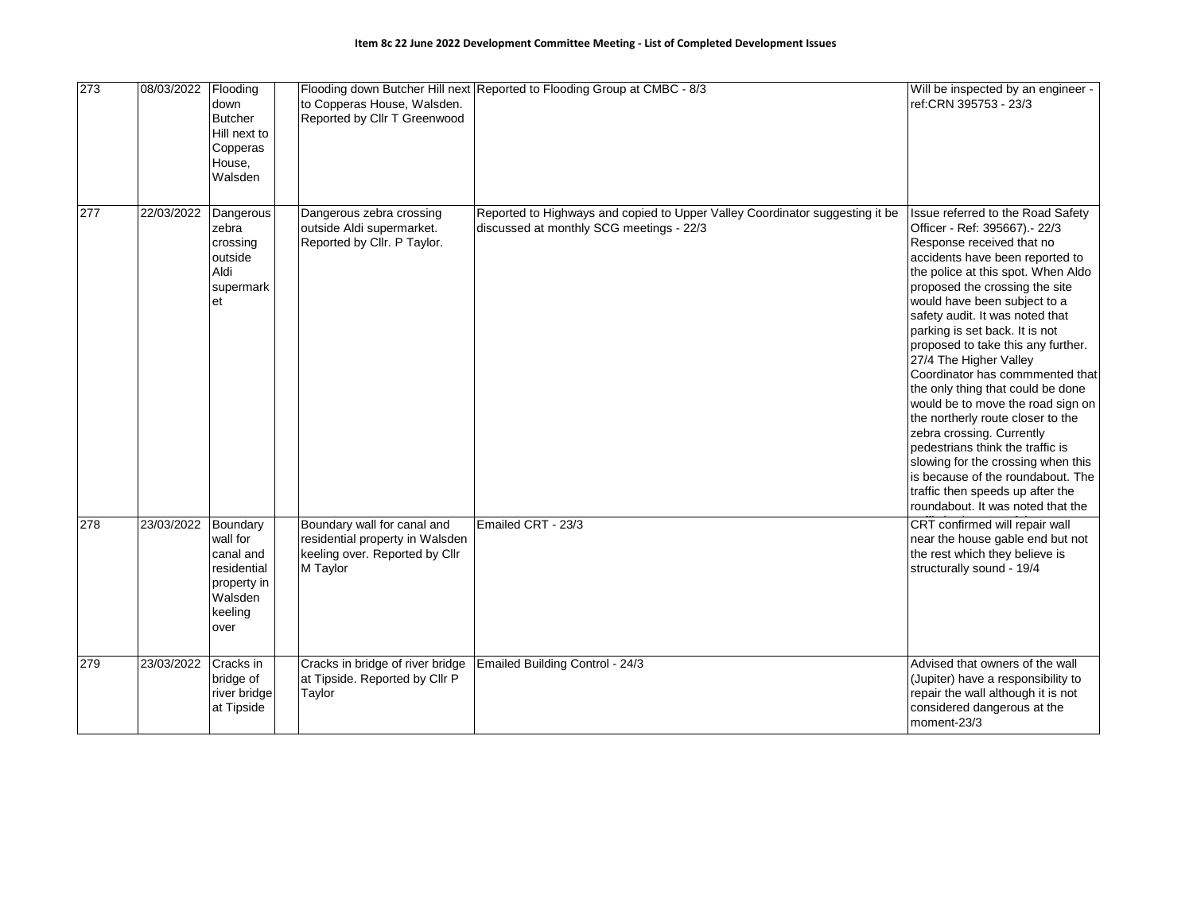**Item 8c 22 June 2022 Development Committee Meeting - List of Completed Development Issues**

| | | | | | | |
|---|---|---|---|---|---|---|
| 273 | 08/03/2022 | Flooding down Butcher Hill next to Copperas House, Walsden | | Flooding down Butcher Hill next to Copperas House, Walsden. Reported by Cllr T Greenwood | Reported to Flooding Group at CMBC - 8/3 | Will be inspected by an engineer - ref:CRN 395753 - 23/3 |
| 277 | 22/03/2022 | Dangerous zebra crossing outside Aldi supermarket | | Dangerous zebra crossing outside Aldi supermarket. Reported by Cllr. P Taylor. | Reported to Highways and copied to Upper Valley Coordinator suggesting it be discussed at monthly SCG meetings - 22/3 | Issue referred to the Road Safety Officer - Ref: 395667).- 22/3 Response received that no accidents have been reported to the police at this spot. When Aldo proposed the crossing the site would have been subject to a safety audit. It was noted that parking is set back. It is not proposed to take this any further. 27/4 The Higher Valley Coordinator has commmented that the only thing that could be done would be to move the road sign on the northerly route closer to the zebra crossing. Currently pedestrians think the traffic is slowing for the crossing when this is because of the roundabout. The traffic then speeds up after the roundabout. It was noted that the |
| 278 | 23/03/2022 | Boundary wall for canal and residential property in Walsden keeling over | | Boundary wall for canal and residential property in Walsden keeling over. Reported by Cllr M Taylor | Emailed CRT - 23/3 | CRT confirmed will repair wall near the house gable end but not the rest which they believe is structurally sound - 19/4 |
| 279 | 23/03/2022 | Cracks in bridge of river bridge at Tipside | | Cracks in bridge of river bridge at Tipside. Reported by Cllr P Taylor | Emailed Building Control - 24/3 | Advised that owners of the wall (Jupiter) have a responsibility to repair the wall although it is not considered dangerous at the moment-23/3 |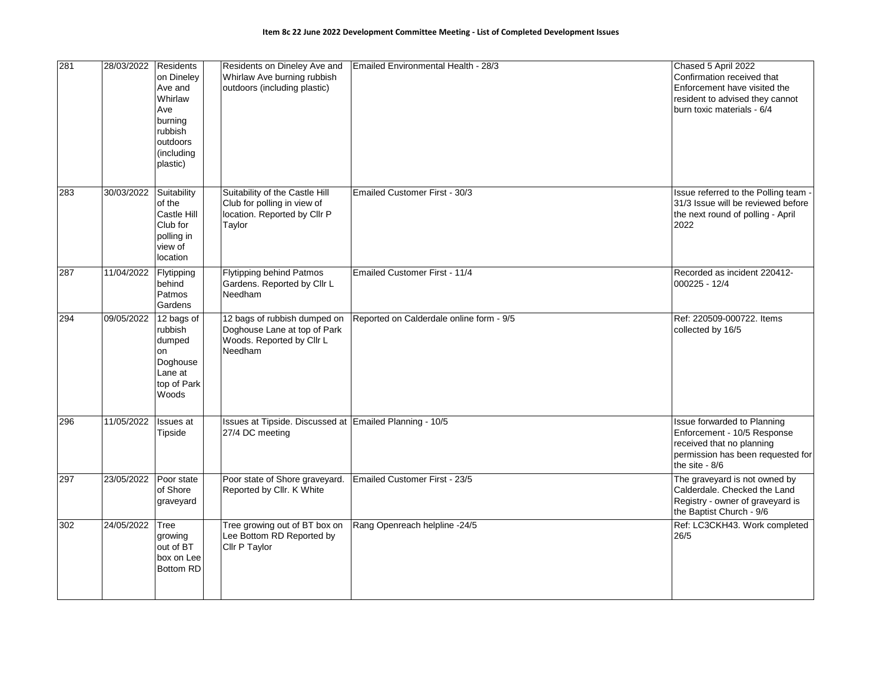**Item 8c 22 June 2022 Development Committee Meeting - List of Completed Development Issues**

| | | | | | | |
|---|---|---|---|---|---|---|
| 281 | 28/03/2022 | Residents on Dineley Ave and Whirlaw Ave burning rubbish outdoors (including plastic) | | Residents on Dineley Ave and Whirlaw Ave burning rubbish outdoors (including plastic) | Emailed Environmental Health - 28/3 | Chased 5 April 2022 Confirmation received that Enforcement have visited the resident to advised they cannot burn toxic materials - 6/4 |
| 283 | 30/03/2022 | Suitability of the Castle Hill Club for polling in view of location | | Suitability of the Castle Hill Club for polling in view of location. Reported by Cllr P Taylor | Emailed Customer First - 30/3 | Issue referred to the Polling team - 31/3 Issue will be reviewed before the next round of polling - April 2022 |
| 287 | 11/04/2022 | Flytipping behind Patmos Gardens | | Flytipping behind Patmos Gardens. Reported by Cllr L Needham | Emailed Customer First - 11/4 | Recorded as incident 220412-000225 - 12/4 |
| 294 | 09/05/2022 | 12 bags of rubbish dumped on Doghouse Lane at top of Park Woods | | 12 bags of rubbish dumped on Doghouse Lane at top of Park Woods. Reported by Cllr L Needham | Reported on Calderdale online form - 9/5 | Ref: 220509-000722. Items collected by 16/5 |
| 296 | 11/05/2022 | Issues at Tipside | | Issues at Tipside. Discussed at 27/4 DC meeting | Emailed Planning - 10/5 | Issue forwarded to Planning Enforcement - 10/5 Response received that no planning permission has been requested for the site - 8/6 |
| 297 | 23/05/2022 | Poor state of Shore graveyard | | Poor state of Shore graveyard. Reported by Cllr. K White | Emailed Customer First - 23/5 | The graveyard is not owned by Calderdale. Checked the Land Registry - owner of graveyard is the Baptist Church - 9/6 |
| 302 | 24/05/2022 | Tree growing out of BT box on Lee Bottom RD | | Tree growing out of BT box on Lee Bottom RD Reported by Cllr P Taylor | Rang Openreach helpline -24/5 | Ref: LC3CKH43. Work completed 26/5 |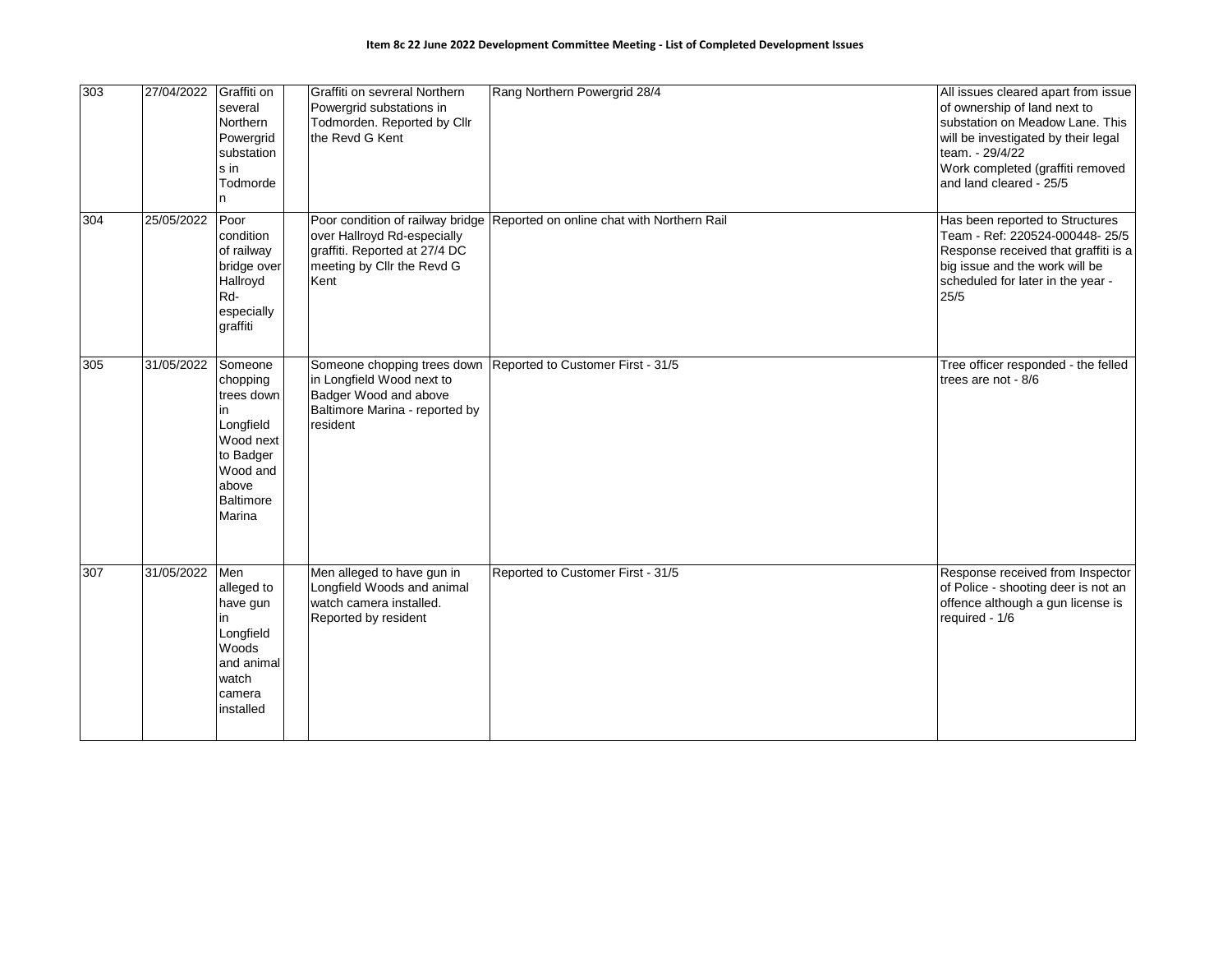**Item 8c 22 June 2022 Development Committee Meeting - List of Completed Development Issues**

| | | | | | | |
|---|---|---|---|---|---|---|
| 303 | 27/04/2022 | Graffiti on several Northern Powergrid substations in Todmorden | | Graffiti on sevreral Northern Powergrid substations in Todmorden. Reported by Cllr the Revd G Kent | Rang Northern Powergrid 28/4 | All issues cleared apart from issue of ownership of land next to substation on Meadow Lane. This will be investigated by their legal team. - 29/4/22<br>Work completed (graffiti removed and land cleared - 25/5 |
| 304 | 25/05/2022 | Poor condition of railway bridge over Hallroyd Rd-especially graffiti | | Poor condition of railway bridge over Hallroyd Rd-especially graffiti. Reported at 27/4 DC meeting by Cllr the Revd G Kent | Reported on online chat with Northern Rail | Has been reported to Structures Team - Ref: 220524-000448- 25/5<br>Response received that graffiti is a big issue and the work will be scheduled for later in the year - 25/5 |
| 305 | 31/05/2022 | Someone chopping trees down in Longfield Wood next to Badger Wood and above Baltimore Marina | | Someone chopping trees down in Longfield Wood next to Badger Wood and above Baltimore Marina - reported by resident | Reported to Customer First - 31/5 | Tree officer responded - the felled trees are not - 8/6 |
| 307 | 31/05/2022 | Men alleged to have gun in Longfield Woods and animal watch camera installed | | Men alleged to have gun in Longfield Woods and animal watch camera installed. Reported by resident | Reported to Customer First - 31/5 | Response received from Inspector of Police - shooting deer is not an offence although a gun license is required - 1/6 |